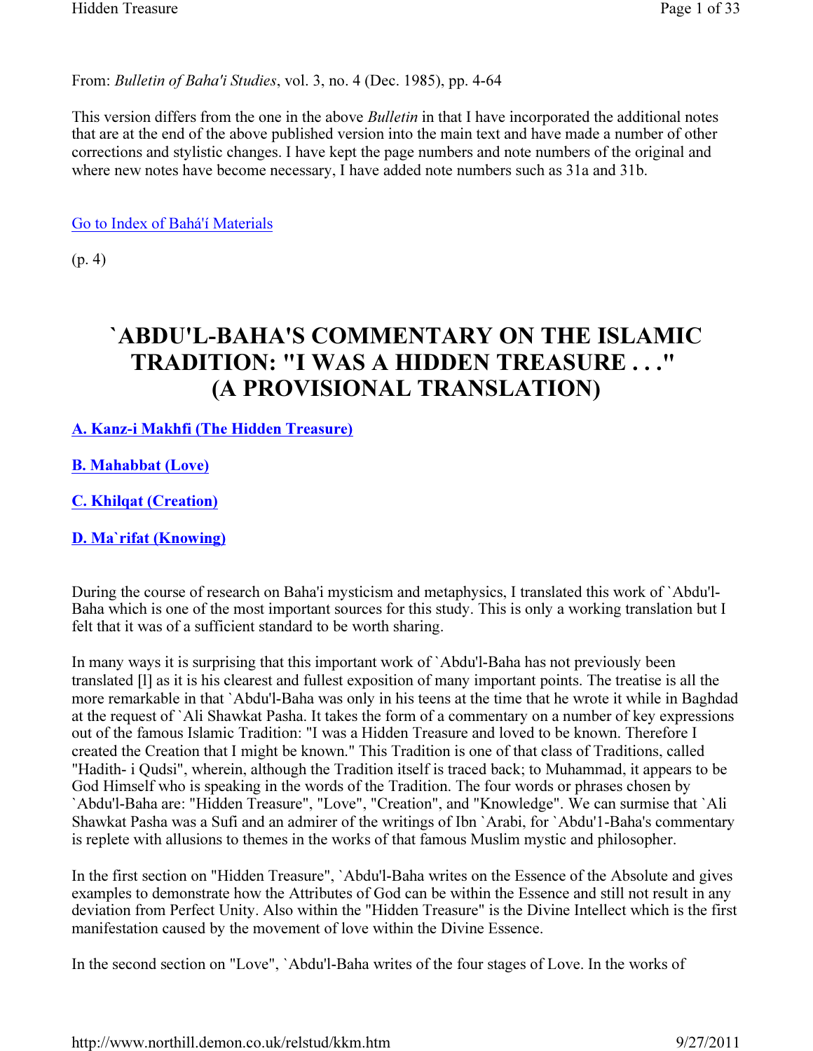From: *Bulletin of Baha'i Studies*, vol. 3, no. 4 (Dec. 1985), pp. 4-64

This version differs from the one in the above *Bulletin* in that I have incorporated the additional notes that are at the end of the above published version into the main text and have made a number of other corrections and stylistic changes. I have kept the page numbers and note numbers of the original and where new notes have become necessary, I have added note numbers such as 31a and 31b.

Go to Index of Bahá'í Materials

(p. 4)

# `ABDU'L-BAHA'S COMMENTARY ON THE ISLAMIC TRADITION: "I WAS A HIDDEN TREASURE . . ." (A PROVISIONAL TRANSLATION)

**A. Kanz-i Makhfi (The Hidden Treasure)**

**B. Mahabbat (Love)**

**C. Khilqat (Creation)**

**D. Ma`rifat (Knowing)**

During the course of research on Baha'i mysticism and metaphysics, I translated this work of `Abdu'l-Baha which is one of the most important sources for this study. This is only a working translation but I felt that it was of a sufficient standard to be worth sharing.

In many ways it is surprising that this important work of `Abdu'l-Baha has not previously been translated [l] as it is his clearest and fullest exposition of many important points. The treatise is all the more remarkable in that `Abdu'l-Baha was only in his teens at the time that he wrote it while in Baghdad at the request of `Ali Shawkat Pasha. It takes the form of a commentary on a number of key expressions out of the famous Islamic Tradition: "I was a Hidden Treasure and loved to be known. Therefore I created the Creation that I might be known." This Tradition is one of that class of Traditions, called "Hadith- i Qudsi", wherein, although the Tradition itself is traced back; to Muhammad, it appears to be God Himself who is speaking in the words of the Tradition. The four words or phrases chosen by `Abdu'l-Baha are: "Hidden Treasure", "Love", "Creation", and "Knowledge". We can surmise that `Ali Shawkat Pasha was a Sufi and an admirer of the writings of Ibn `Arabi, for `Abdu'l-Baha's commentary is replete with allusions to themes in the works of that famous Muslim mystic and philosopher.

In the first section on "Hidden Treasure", `Abdu'l-Baha writes on the Essence of the Absolute and gives examples to demonstrate how the Attributes of God can be within the Essence and still not result in any deviation from Perfect Unity. Also within the "Hidden Treasure" is the Divine Intellect which is the first manifestation caused by the movement of love within the Divine Essence.

In the second section on "Love", `Abdu'l-Baha writes of the four stages of Love. In the works of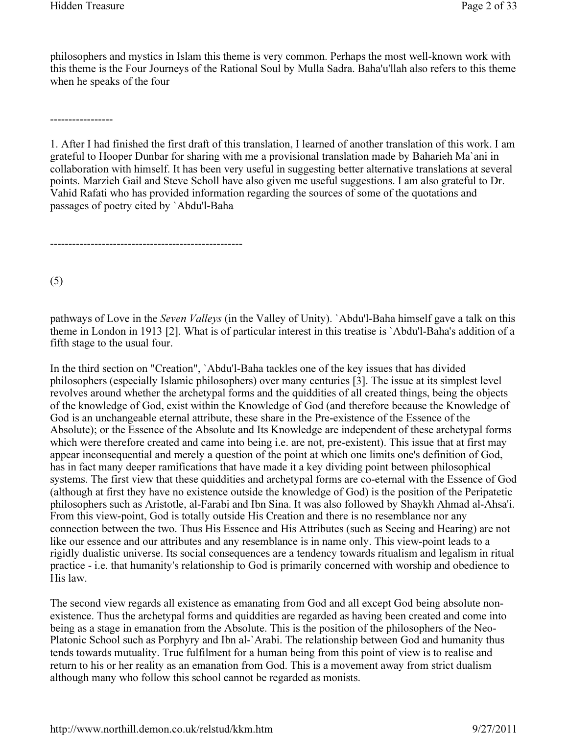philosophers and mystics in Islam this theme is very common. Perhaps the most well-known work with this theme is the Four Journeys of the Rational Soul by Mulla Sadra. Baha'u'llah also refers to this theme when he speaks of the four

-----------------

1. After I had finished the first draft of this translation, I learned of another translation of this work. I am grateful to Hooper Dunbar for sharing with me a provisional translation made by Baharieh Ma`ani in collaboration with himself. It has been very useful in suggesting better alternative translations at several points. Marzieh Gail and Steve Scholl have also given me useful suggestions. I am also grateful to Dr. Vahid Rafati who has provided information regarding the sources of some of the quotations and passages of poetry cited by `Abdu'l-Baha

----------------------------------------------------

(5)

pathways of Love in the *Seven Valleys* (in the Valley of Unity). `Abdu'l-Baha himself gave a talk on this theme in London in 1913 [2]. What is of particular interest in this treatise is `Abdu'l-Baha's addition of a fifth stage to the usual four.

In the third section on "Creation", `Abdu'l-Baha tackles one of the key issues that has divided philosophers (especially Islamic philosophers) over many centuries [3]. The issue at its simplest level revolves around whether the archetypal forms and the quiddities of all created things, being the objects of the knowledge of God, exist within the Knowledge of God (and therefore because the Knowledge of God is an unchangeable eternal attribute, these share in the Pre-existence of the Essence of the Absolute); or the Essence of the Absolute and Its Knowledge are independent of these archetypal forms which were therefore created and came into being i.e. are not, pre-existent). This issue that at first may appear inconsequential and merely a question of the point at which one limits one's definition of God, has in fact many deeper ramifications that have made it a key dividing point between philosophical systems. The first view that these quiddities and archetypal forms are co-eternal with the Essence of God (although at first they have no existence outside the knowledge of God) is the position of the Peripatetic philosophers such as Aristotle, al-Farabi and Ibn Sina. It was also followed by Shaykh Ahmad al-Ahsa'i. From this view-point, God is totally outside His Creation and there is no resemblance nor any connection between the two. Thus His Essence and His Attributes (such as Seeing and Hearing) are not like our essence and our attributes and any resemblance is in name only. This view-point leads to a rigidly dualistic universe. Its social consequences are a tendency towards ritualism and legalism in ritual practice - i.e. that humanity's relationship to God is primarily concerned with worship and obedience to His law.

The second view regards all existence as emanating from God and all except God being absolute non-existence. Thus the archetypal forms and quiddities are regarded as having been created and come into being as a stage in emanation from the Absolute. This is the position of the philosophers of the Neo-Platonic School such as Porphyry and Ibn al-`Arabi. The relationship between God and humanity thus tends towards mutuality. True fulfilment for a human being from this point of view is to realise and return to his or her reality as an emanation from God. This is a movement away from strict dualism although many who follow this school cannot be regarded as monists.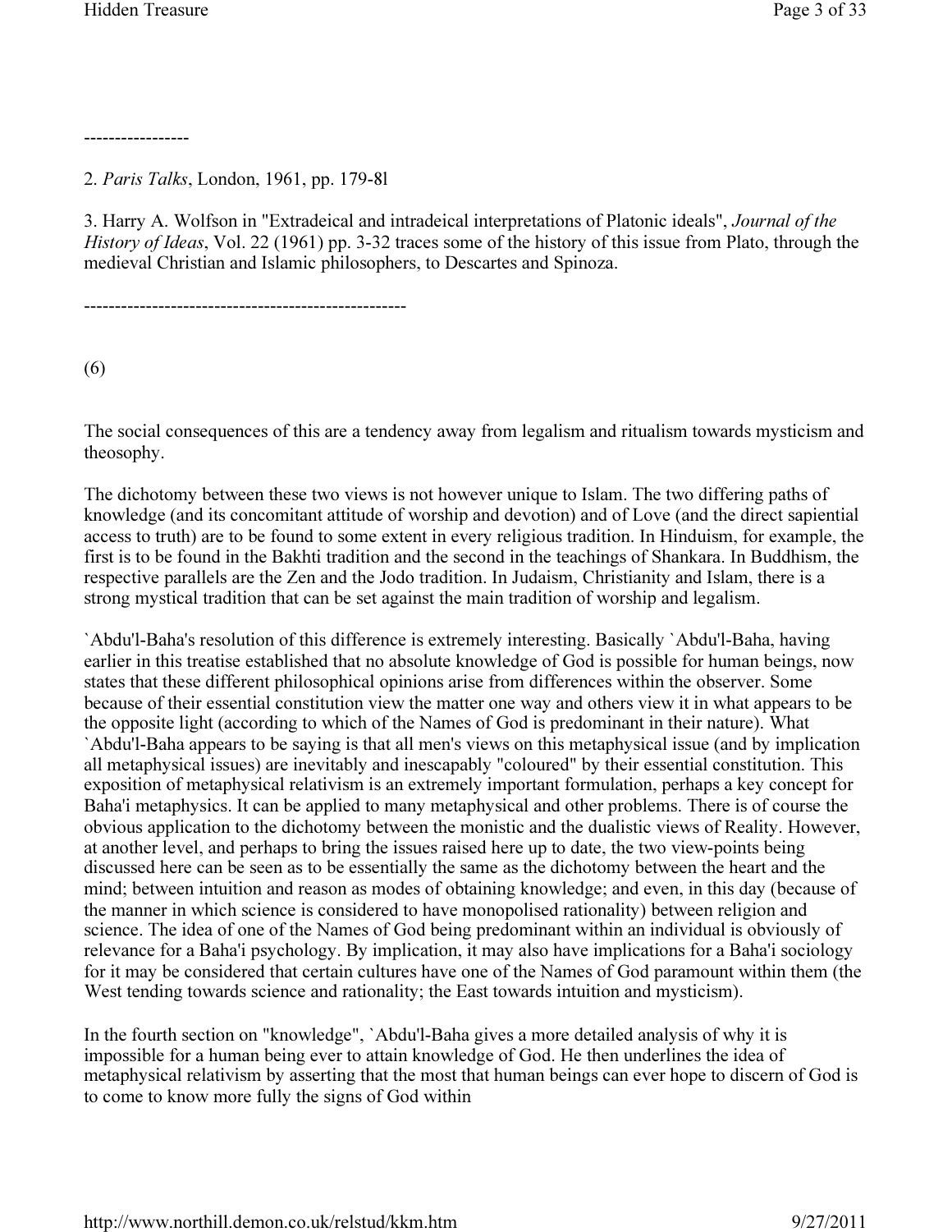-----------------

2. *Paris Talks*, London, 1961, pp. 179-8l

3. Harry A. Wolfson in "Extradeical and intradeical interpretations of Platonic ideals", *Journal of the History of Ideas*, Vol. 22 (1961) pp. 3-32 traces some of the history of this issue from Plato, through the medieval Christian and Islamic philosophers, to Descartes and Spinoza.

-----------------------------------------------------

(6)

The social consequences of this are a tendency away from legalism and ritualism towards mysticism and theosophy.

The dichotomy between these two views is not however unique to Islam. The two differing paths of knowledge (and its concomitant attitude of worship and devotion) and of Love (and the direct sapiential access to truth) are to be found to some extent in every religious tradition. In Hinduism, for example, the first is to be found in the Bakhti tradition and the second in the teachings of Shankara. In Buddhism, the respective parallels are the Zen and the Jodo tradition. In Judaism, Christianity and Islam, there is a strong mystical tradition that can be set against the main tradition of worship and legalism.

`Abdu'l-Baha's resolution of this difference is extremely interesting. Basically `Abdu'l-Baha, having earlier in this treatise established that no absolute knowledge of God is possible for human beings, now states that these different philosophical opinions arise from differences within the observer. Some because of their essential constitution view the matter one way and others view it in what appears to be the opposite light (according to which of the Names of God is predominant in their nature). What `Abdu'l-Baha appears to be saying is that all men's views on this metaphysical issue (and by implication all metaphysical issues) are inevitably and inescapably "coloured" by their essential constitution. This exposition of metaphysical relativism is an extremely important formulation, perhaps a key concept for Baha'i metaphysics. It can be applied to many metaphysical and other problems. There is of course the obvious application to the dichotomy between the monistic and the dualistic views of Reality. However, at another level, and perhaps to bring the issues raised here up to date, the two view-points being discussed here can be seen as to be essentially the same as the dichotomy between the heart and the mind; between intuition and reason as modes of obtaining knowledge; and even, in this day (because of the manner in which science is considered to have monopolised rationality) between religion and science. The idea of one of the Names of God being predominant within an individual is obviously of relevance for a Baha'i psychology. By implication, it may also have implications for a Baha'i sociology for it may be considered that certain cultures have one of the Names of God paramount within them (the West tending towards science and rationality; the East towards intuition and mysticism).

In the fourth section on "knowledge", `Abdu'l-Baha gives a more detailed analysis of why it is impossible for a human being ever to attain knowledge of God. He then underlines the idea of metaphysical relativism by asserting that the most that human beings can ever hope to discern of God is to come to know more fully the signs of God within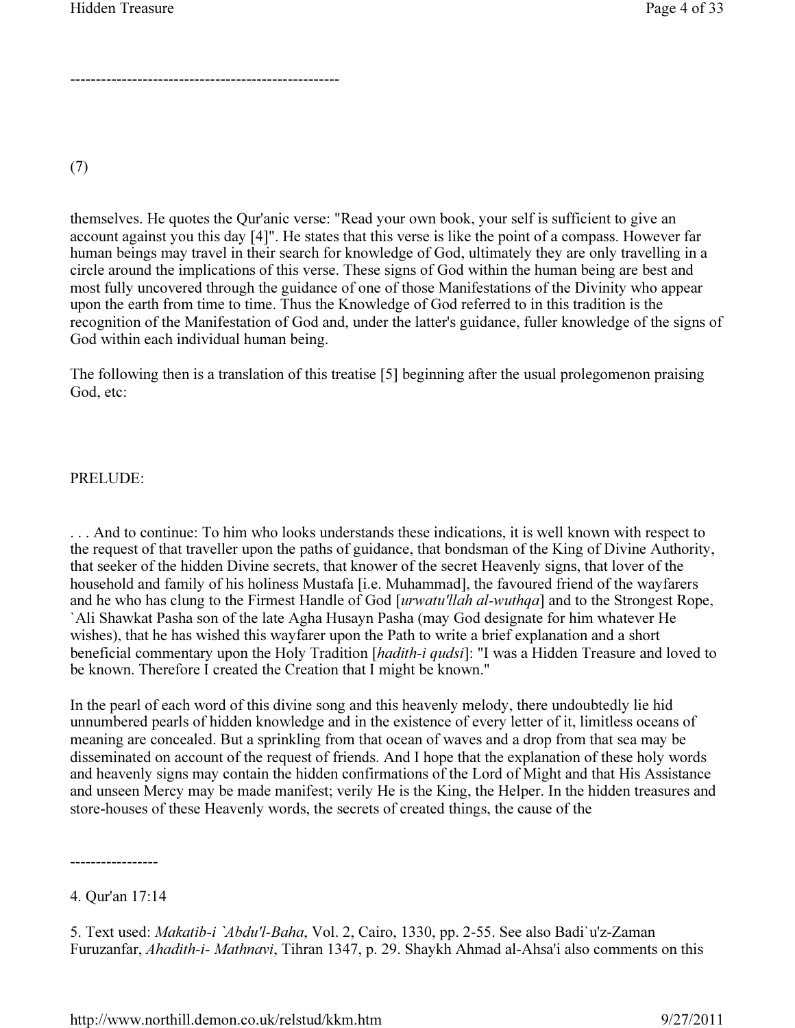---

(7)

themselves. He quotes the Qur'anic verse: "Read your own book, your self is sufficient to give an account against you this day [4]". He states that this verse is like the point of a compass. However far human beings may travel in their search for knowledge of God, ultimately they are only travelling in a circle around the implications of this verse. These signs of God within the human being are best and most fully uncovered through the guidance of one of those Manifestations of the Divinity who appear upon the earth from time to time. Thus the Knowledge of God referred to in this tradition is the recognition of the Manifestation of God and, under the latter's guidance, fuller knowledge of the signs of God within each individual human being.

The following then is a translation of this treatise [5] beginning after the usual prolegomenon praising God, etc:

PRELUDE:

. . . And to continue: To him who looks understands these indications, it is well known with respect to the request of that traveller upon the paths of guidance, that bondsman of the King of Divine Authority, that seeker of the hidden Divine secrets, that knower of the secret Heavenly signs, that lover of the household and family of his holiness Mustafa [i.e. Muhammad], the favoured friend of the wayfarers and he who has clung to the Firmest Handle of God [*urwatu'llah al-wuthqa*] and to the Strongest Rope, `Ali Shawkat Pasha son of the late Agha Husayn Pasha (may God designate for him whatever He wishes), that he has wished this wayfarer upon the Path to write a brief explanation and a short beneficial commentary upon the Holy Tradition [*hadith-i qudsi*]: "I was a Hidden Treasure and loved to be known. Therefore I created the Creation that I might be known."

In the pearl of each word of this divine song and this heavenly melody, there undoubtedly lie hid unnumbered pearls of hidden knowledge and in the existence of every letter of it, limitless oceans of meaning are concealed. But a sprinkling from that ocean of waves and a drop from that sea may be disseminated on account of the request of friends. And I hope that the explanation of these holy words and heavenly signs may contain the hidden confirmations of the Lord of Might and that His Assistance and unseen Mercy may be made manifest; verily He is the King, the Helper. In the hidden treasures and store-houses of these Heavenly words, the secrets of created things, the cause of the

---

4. Qur'an 17:14

5. Text used: *Makatib-i `Abdu'l-Baha*, Vol. 2, Cairo, 1330, pp. 2-55. See also Badi`u'z-Zaman Furuzanfar, *Ahadith-i- Mathnavi*, Tihran 1347, p. 29. Shaykh Ahmad al-Ahsa'i also comments on this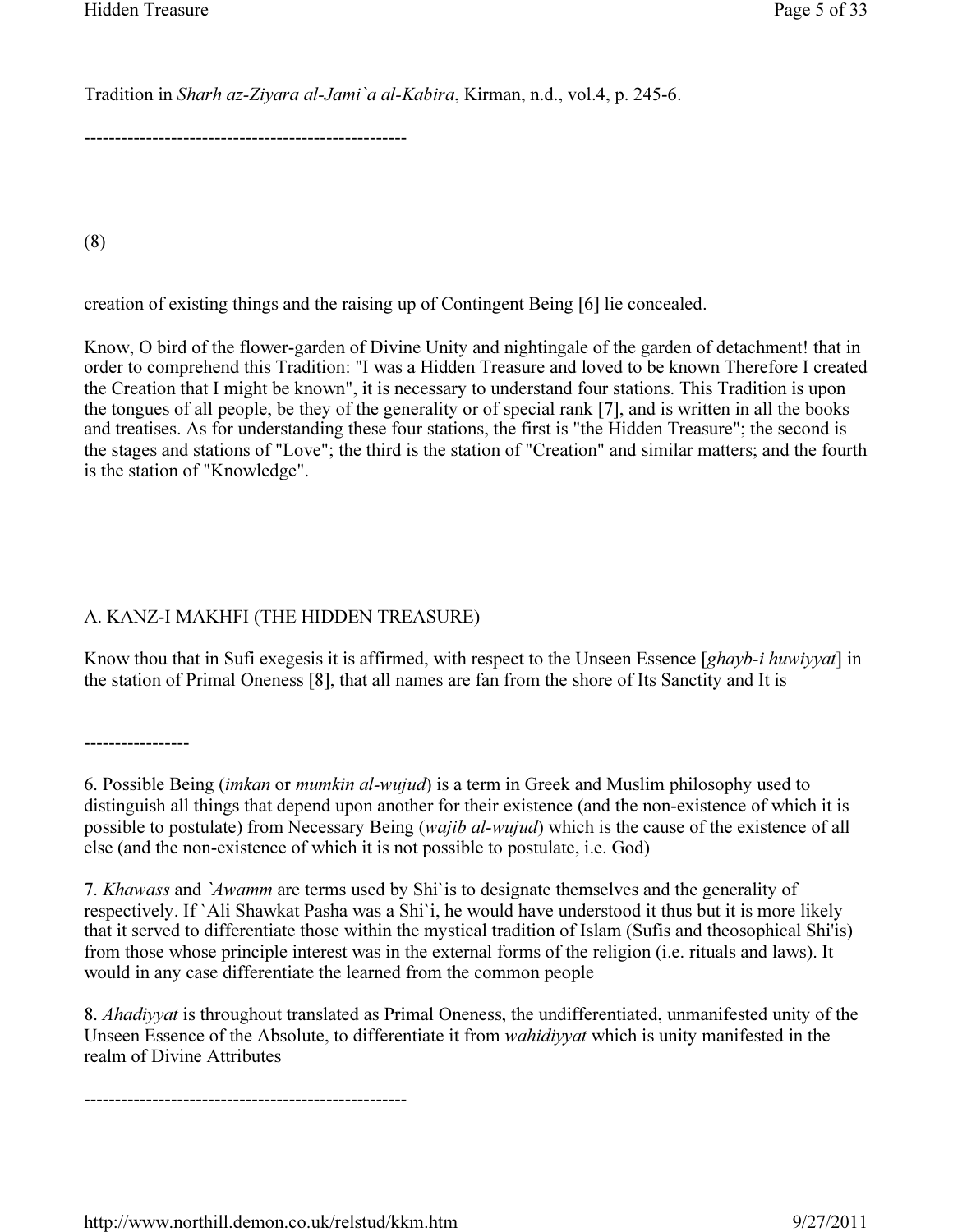Tradition in *Sharh az-Ziyara al-Jami`a al-Kabira*, Kirman, n.d., vol.4, p. 245-6.

----------------------------------------------------

(8)

creation of existing things and the raising up of Contingent Being [6] lie concealed.

Know, O bird of the flower-garden of Divine Unity and nightingale of the garden of detachment! that in order to comprehend this Tradition: "I was a Hidden Treasure and loved to be known Therefore I created the Creation that I might be known", it is necessary to understand four stations. This Tradition is upon the tongues of all people, be they of the generality or of special rank [7], and is written in all the books and treatises. As for understanding these four stations, the first is "the Hidden Treasure"; the second is the stages and stations of "Love"; the third is the station of "Creation" and similar matters; and the fourth is the station of "Knowledge".

## A. KANZ-I MAKHFI (THE HIDDEN TREASURE)

Know thou that in Sufi exegesis it is affirmed, with respect to the Unseen Essence [*ghayb-i huwiyyat*] in the station of Primal Oneness [8], that all names are fan from the shore of Its Sanctity and It is

-----------------

6. Possible Being (*imkan* or *mumkin al-wujud*) is a term in Greek and Muslim philosophy used to distinguish all things that depend upon another for their existence (and the non-existence of which it is possible to postulate) from Necessary Being (*wajib al-wujud*) which is the cause of the existence of all else (and the non-existence of which it is not possible to postulate, i.e. God)

7. *Khawass* and *`Awamm* are terms used by Shi`is to designate themselves and the generality of respectively. If `Ali Shawkat Pasha was a Shi`i, he would have understood it thus but it is more likely that it served to differentiate those within the mystical tradition of Islam (Sufis and theosophical Shi'is) from those whose principle interest was in the external forms of the religion (i.e. rituals and laws). It would in any case differentiate the learned from the common people

8. *Ahadiyyat* is throughout translated as Primal Oneness, the undifferentiated, unmanifested unity of the Unseen Essence of the Absolute, to differentiate it from *wahidiyyat* which is unity manifested in the realm of Divine Attributes

----------------------------------------------------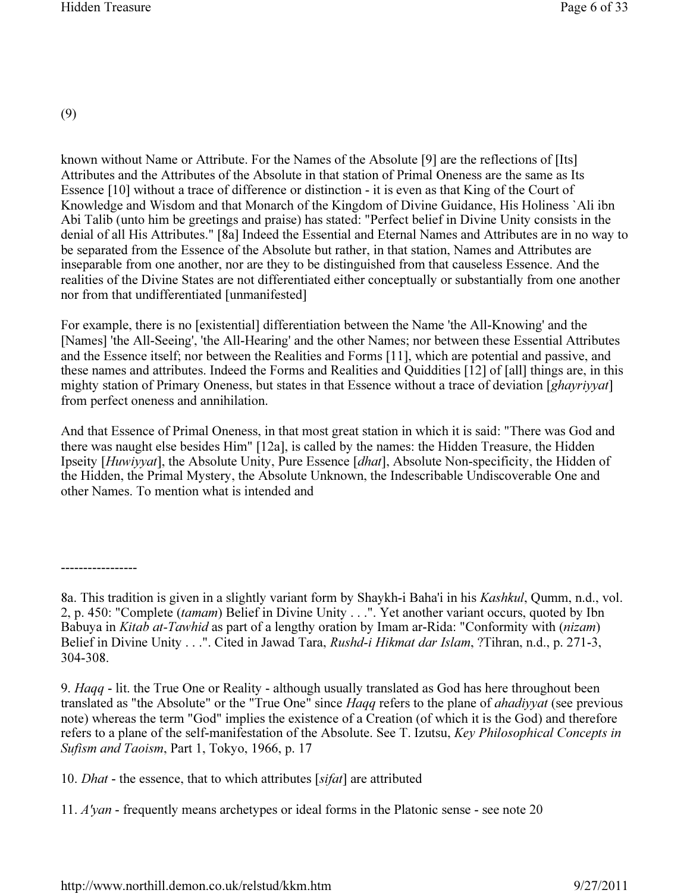(9)

known without Name or Attribute. For the Names of the Absolute [9] are the reflections of [Its] Attributes and the Attributes of the Absolute in that station of Primal Oneness are the same as Its Essence [10] without a trace of difference or distinction - it is even as that King of the Court of Knowledge and Wisdom and that Monarch of the Kingdom of Divine Guidance, His Holiness `Ali ibn Abi Talib (unto him be greetings and praise) has stated: "Perfect belief in Divine Unity consists in the denial of all His Attributes." [8a] Indeed the Essential and Eternal Names and Attributes are in no way to be separated from the Essence of the Absolute but rather, in that station, Names and Attributes are inseparable from one another, nor are they to be distinguished from that causeless Essence. And the realities of the Divine States are not differentiated either conceptually or substantially from one another nor from that undifferentiated [unmanifested]

For example, there is no [existential] differentiation between the Name 'the All-Knowing' and the [Names] 'the All-Seeing', 'the All-Hearing' and the other Names; nor between these Essential Attributes and the Essence itself; nor between the Realities and Forms [11], which are potential and passive, and these names and attributes. Indeed the Forms and Realities and Quiddities [12] of [all] things are, in this mighty station of Primary Oneness, but states in that Essence without a trace of deviation [*ghayriyyat*] from perfect oneness and annihilation.

And that Essence of Primal Oneness, in that most great station in which it is said: "There was God and there was naught else besides Him" [12a], is called by the names: the Hidden Treasure, the Hidden Ipseity [*Huwiyyat*], the Absolute Unity, Pure Essence [*dhat*], Absolute Non-specificity, the Hidden of the Hidden, the Primal Mystery, the Absolute Unknown, the Indescribable Undiscoverable One and other Names. To mention what is intended and

-----------------

8a. This tradition is given in a slightly variant form by Shaykh-i Baha'i in his *Kashkul*, Qumm, n.d., vol. 2, p. 450: "Complete (*tamam*) Belief in Divine Unity . . .". Yet another variant occurs, quoted by Ibn Babuya in *Kitab at-Tawhid* as part of a lengthy oration by Imam ar-Rida: "Conformity with (*nizam*) Belief in Divine Unity . . .". Cited in Jawad Tara, *Rushd-i Hikmat dar Islam*, ?Tihran, n.d., p. 271-3, 304-308.

9. *Haqq* - lit. the True One or Reality - although usually translated as God has here throughout been translated as "the Absolute" or the "True One" since *Haqq* refers to the plane of *ahadiyyat* (see previous note) whereas the term "God" implies the existence of a Creation (of which it is the God) and therefore refers to a plane of the self-manifestation of the Absolute. See T. Izutsu, *Key Philosophical Concepts in Sufism and Taoism*, Part 1, Tokyo, 1966, p. 17

10. *Dhat* - the essence, that to which attributes [*sifat*] are attributed

11. *A'yan* - frequently means archetypes or ideal forms in the Platonic sense - see note 20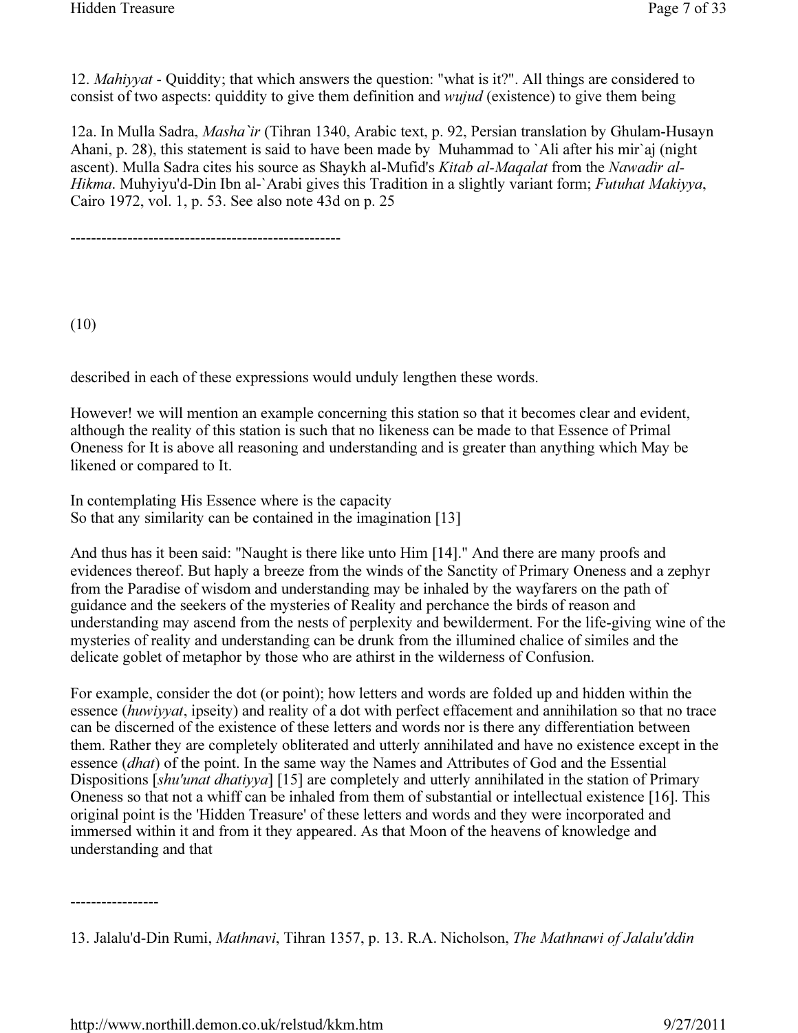12. *Mahiyyat* - Quiddity; that which answers the question: "what is it?". All things are considered to consist of two aspects: quiddity to give them definition and *wujud* (existence) to give them being

12a. In Mulla Sadra, *Masha`ir* (Tihran 1340, Arabic text, p. 92, Persian translation by Ghulam-Husayn Ahani, p. 28), this statement is said to have been made by Muhammad to `Ali after his mir`aj (night ascent). Mulla Sadra cites his source as Shaykh al-Mufid's *Kitab al-Maqalat* from the *Nawadir al-Hikma*. Muhyiyu'd-Din Ibn al-`Arabi gives this Tradition in a slightly variant form; *Futuhat Makiyya*, Cairo 1972, vol. 1, p. 53. See also note 43d on p. 25

---

(10)

described in each of these expressions would unduly lengthen these words.

However! we will mention an example concerning this station so that it becomes clear and evident, although the reality of this station is such that no likeness can be made to that Essence of Primal Oneness for It is above all reasoning and understanding and is greater than anything which May be likened or compared to It.

In contemplating His Essence where is the capacity
So that any similarity can be contained in the imagination [13]

And thus has it been said: "Naught is there like unto Him [14]." And there are many proofs and evidences thereof. But haply a breeze from the winds of the Sanctity of Primary Oneness and a zephyr from the Paradise of wisdom and understanding may be inhaled by the wayfarers on the path of guidance and the seekers of the mysteries of Reality and perchance the birds of reason and understanding may ascend from the nests of perplexity and bewilderment. For the life-giving wine of the mysteries of reality and understanding can be drunk from the illumined chalice of similes and the delicate goblet of metaphor by those who are athirst in the wilderness of Confusion.

For example, consider the dot (or point); how letters and words are folded up and hidden within the essence (*huwiyyat*, ipseity) and reality of a dot with perfect effacement and annihilation so that no trace can be discerned of the existence of these letters and words nor is there any differentiation between them. Rather they are completely obliterated and utterly annihilated and have no existence except in the essence (*dhat*) of the point. In the same way the Names and Attributes of God and the Essential Dispositions [*shu'unat dhatiyya*] [15] are completely and utterly annihilated in the station of Primary Oneness so that not a whiff can be inhaled from them of substantial or intellectual existence [16]. This original point is the 'Hidden Treasure' of these letters and words and they were incorporated and immersed within it and from it they appeared. As that Moon of the heavens of knowledge and understanding and that

---

13. Jalalu'd-Din Rumi, *Mathnavi*, Tihran 1357, p. 13. R.A. Nicholson, *The Mathnawi of Jalalu'ddin*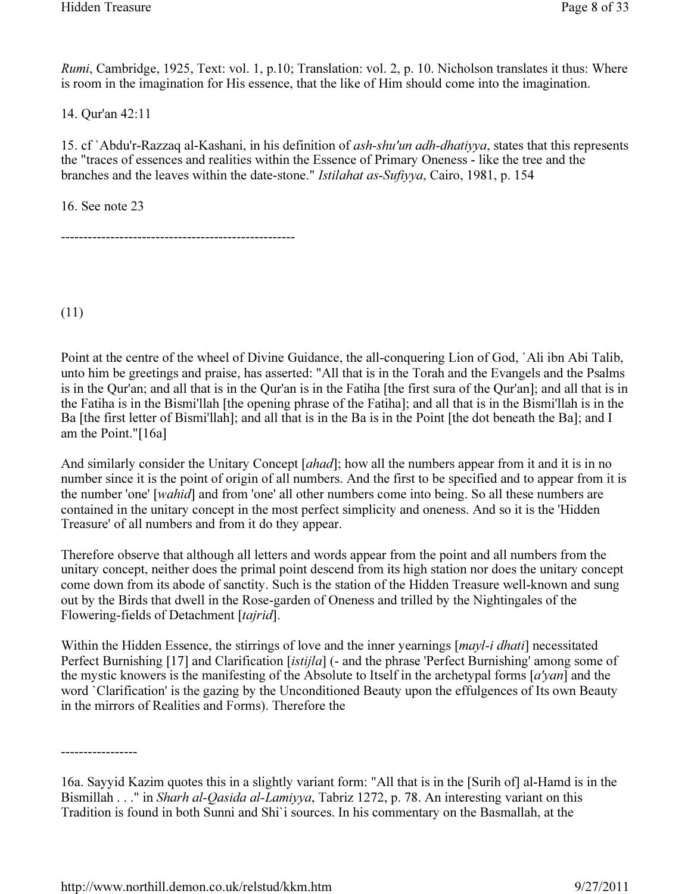*Rumi*, Cambridge, 1925, Text: vol. 1, p.10; Translation: vol. 2, p. 10. Nicholson translates it thus: Where is room in the imagination for His essence, that the like of Him should come into the imagination.

14. Qur'an 42:11

15. cf `Abdu'r-Razzaq al-Kashani, in his definition of *ash-shu'un adh-dhatiyya*, states that this represents the "traces of essences and realities within the Essence of Primary Oneness - like the tree and the branches and the leaves within the date-stone." *Istilahat as-Sufiyya*, Cairo, 1981, p. 154

16. See note 23

---

(11)

Point at the centre of the wheel of Divine Guidance, the all-conquering Lion of God, `Ali ibn Abi Talib, unto him be greetings and praise, has asserted: "All that is in the Torah and the Evangels and the Psalms is in the Qur'an; and all that is in the Qur'an is in the Fatiha [the first sura of the Qur'an]; and all that is in the Fatiha is in the Bismi'llah [the opening phrase of the Fatiha]; and all that is in the Bismi'llah is in the Ba [the first letter of Bismi'llah]; and all that is in the Ba is in the Point [the dot beneath the Ba]; and I am the Point."[16a]

And similarly consider the Unitary Concept [*ahad*]; how all the numbers appear from it and it is in no number since it is the point of origin of all numbers. And the first to be specified and to appear from it is the number 'one' [*wahid*] and from 'one' all other numbers come into being. So all these numbers are contained in the unitary concept in the most perfect simplicity and oneness. And so it is the 'Hidden Treasure' of all numbers and from it do they appear.

Therefore observe that although all letters and words appear from the point and all numbers from the unitary concept, neither does the primal point descend from its high station nor does the unitary concept come down from its abode of sanctity. Such is the station of the Hidden Treasure well-known and sung out by the Birds that dwell in the Rose-garden of Oneness and trilled by the Nightingales of the Flowering-fields of Detachment [*tajrid*].

Within the Hidden Essence, the stirrings of love and the inner yearnings [*mayl-i dhati*] necessitated Perfect Burnishing [17] and Clarification [*istijla*] (- and the phrase 'Perfect Burnishing' among some of the mystic knowers is the manifesting of the Absolute to Itself in the archetypal forms [*a'yan*] and the word `Clarification' is the gazing by the Unconditioned Beauty upon the effulgences of Its own Beauty in the mirrors of Realities and Forms). Therefore the

---

16a. Sayyid Kazim quotes this in a slightly variant form: "All that is in the [Surih of] al-Hamd is in the Bismillah . . ." in *Sharh al-Qasida al-Lamiyya*, Tabriz 1272, p. 78. An interesting variant on this Tradition is found in both Sunni and Shi`i sources. In his commentary on the Basmallah, at the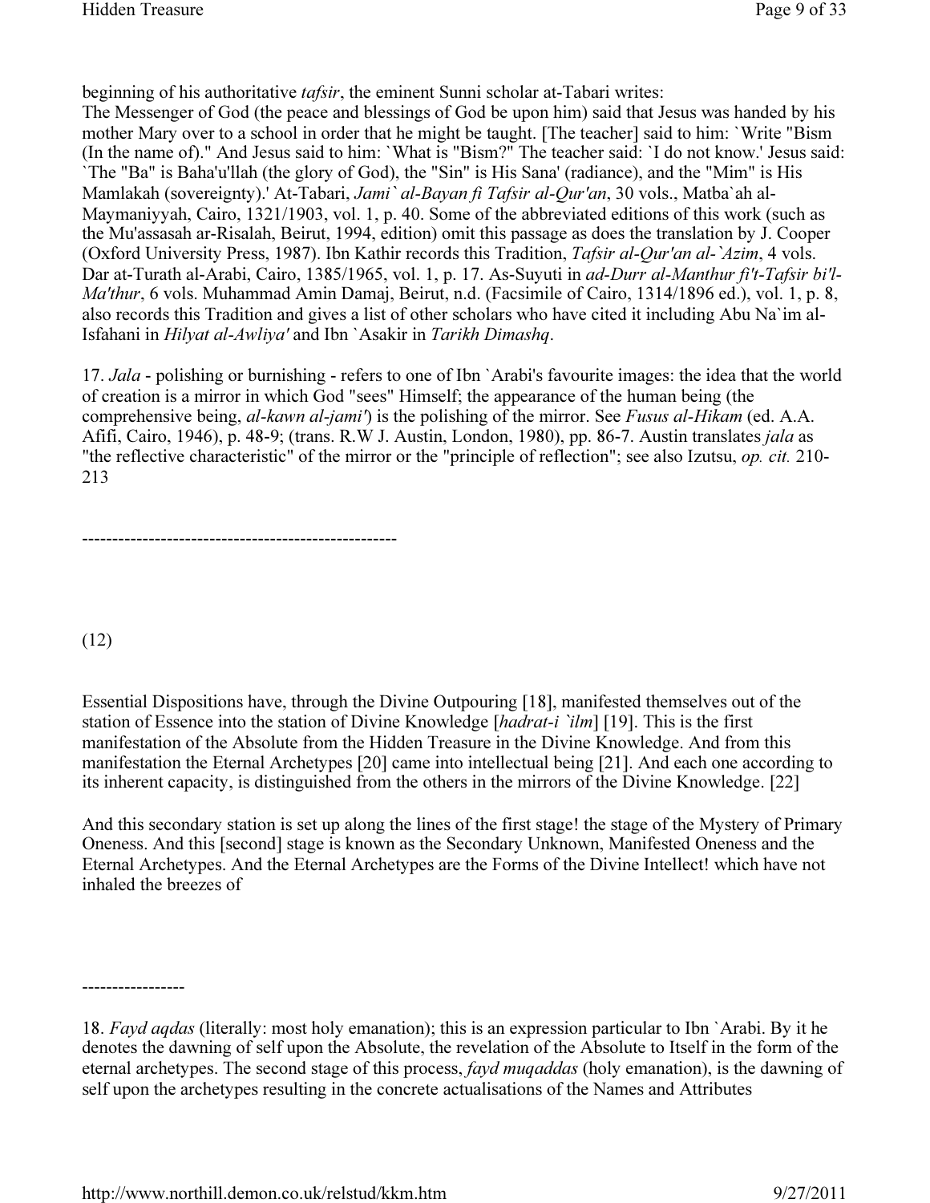beginning of his authoritative *tafsir*, the eminent Sunni scholar at-Tabari writes:
The Messenger of God (the peace and blessings of God be upon him) said that Jesus was handed by his mother Mary over to a school in order that he might be taught. [The teacher] said to him: `Write "Bism (In the name of)." And Jesus said to him: `What is "Bism?" The teacher said: `I do not know.' Jesus said: `The "Ba" is Baha'u'llah (the glory of God), the "Sin" is His Sana' (radiance), and the "Mim" is His Mamlakah (sovereignty).' At-Tabari, *Jami` al-Bayan fi Tafsir al-Qur'an*, 30 vols., Matba`ah al-Maymaniyyah, Cairo, 1321/1903, vol. 1, p. 40. Some of the abbreviated editions of this work (such as the Mu'assasah ar-Risalah, Beirut, 1994, edition) omit this passage as does the translation by J. Cooper (Oxford University Press, 1987). Ibn Kathir records this Tradition, *Tafsir al-Qur'an al-`Azim*, 4 vols. Dar at-Turath al-Arabi, Cairo, 1385/1965, vol. 1, p. 17. As-Suyuti in *ad-Durr al-Manthur fi't-Tafsir bi'l-Ma'thur*, 6 vols. Muhammad Amin Damaj, Beirut, n.d. (Facsimile of Cairo, 1314/1896 ed.), vol. 1, p. 8, also records this Tradition and gives a list of other scholars who have cited it including Abu Na`im al-Isfahani in *Hilyat al-Awliya'* and Ibn `Asakir in *Tarikh Dimashq*.

17. *Jala* - polishing or burnishing - refers to one of Ibn `Arabi's favourite images: the idea that the world of creation is a mirror in which God "sees" Himself; the appearance of the human being (the comprehensive being, *al-kawn al-jami'*) is the polishing of the mirror. See *Fusus al-Hikam* (ed. A.A. Afifi, Cairo, 1946), p. 48-9; (trans. R.W J. Austin, London, 1980), pp. 86-7. Austin translates *jala* as "the reflective characteristic" of the mirror or the "principle of reflection"; see also Izutsu, *op. cit.* 210-213

---

(12)

Essential Dispositions have, through the Divine Outpouring [18], manifested themselves out of the station of Essence into the station of Divine Knowledge [*hadrat-i `ilm*] [19]. This is the first manifestation of the Absolute from the Hidden Treasure in the Divine Knowledge. And from this manifestation the Eternal Archetypes [20] came into intellectual being [21]. And each one according to its inherent capacity, is distinguished from the others in the mirrors of the Divine Knowledge. [22]

And this secondary station is set up along the lines of the first stage! the stage of the Mystery of Primary Oneness. And this [second] stage is known as the Secondary Unknown, Manifested Oneness and the Eternal Archetypes. And the Eternal Archetypes are the Forms of the Divine Intellect! which have not inhaled the breezes of

---

18. *Fayd aqdas* (literally: most holy emanation); this is an expression particular to Ibn `Arabi. By it he denotes the dawning of self upon the Absolute, the revelation of the Absolute to Itself in the form of the eternal archetypes. The second stage of this process, *fayd muqaddas* (holy emanation), is the dawning of self upon the archetypes resulting in the concrete actualisations of the Names and Attributes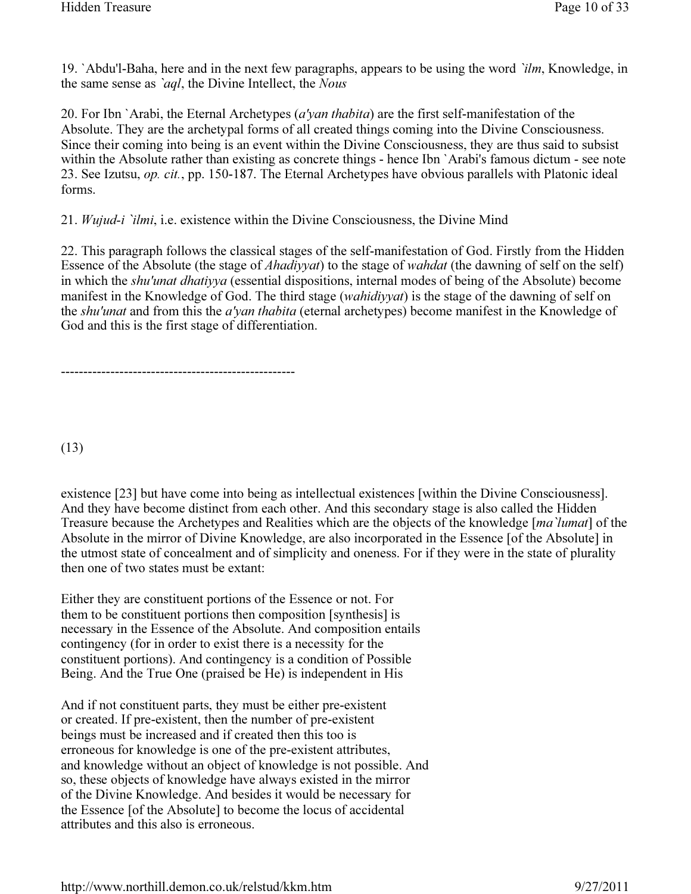19. `Abdu'l-Baha, here and in the next few paragraphs, appears to be using the word *`ilm*, Knowledge, in the same sense as *`aql*, the Divine Intellect, the *Nous*

20. For Ibn `Arabi, the Eternal Archetypes (*a'yan thabita*) are the first self-manifestation of the Absolute. They are the archetypal forms of all created things coming into the Divine Consciousness. Since their coming into being is an event within the Divine Consciousness, they are thus said to subsist within the Absolute rather than existing as concrete things - hence Ibn `Arabi's famous dictum - see note 23. See Izutsu, *op. cit.*, pp. 150-187. The Eternal Archetypes have obvious parallels with Platonic ideal forms.

21. *Wujud-i `ilmi*, i.e. existence within the Divine Consciousness, the Divine Mind

22. This paragraph follows the classical stages of the self-manifestation of God. Firstly from the Hidden Essence of the Absolute (the stage of *Ahadiyyat*) to the stage of *wahdat* (the dawning of self on the self) in which the *shu'unat dhatiyya* (essential dispositions, internal modes of being of the Absolute) become manifest in the Knowledge of God. The third stage (*wahidiyyat*) is the stage of the dawning of self on the *shu'unat* and from this the *a'yan thabita* (eternal archetypes) become manifest in the Knowledge of God and this is the first stage of differentiation.

---

(13)

existence [23] but have come into being as intellectual existences [within the Divine Consciousness]. And they have become distinct from each other. And this secondary stage is also called the Hidden Treasure because the Archetypes and Realities which are the objects of the knowledge [*ma`lumat*] of the Absolute in the mirror of Divine Knowledge, are also incorporated in the Essence [of the Absolute] in the utmost state of concealment and of simplicity and oneness. For if they were in the state of plurality then one of two states must be extant:

Either they are constituent portions of the Essence or not. For them to be constituent portions then composition [synthesis] is necessary in the Essence of the Absolute. And composition entails contingency (for in order to exist there is a necessity for the constituent portions). And contingency is a condition of Possible Being. And the True One (praised be He) is independent in His

And if not constituent parts, they must be either pre-existent or created. If pre-existent, then the number of pre-existent beings must be increased and if created then this too is erroneous for knowledge is one of the pre-existent attributes, and knowledge without an object of knowledge is not possible. And so, these objects of knowledge have always existed in the mirror of the Divine Knowledge. And besides it would be necessary for the Essence [of the Absolute] to become the locus of accidental attributes and this also is erroneous.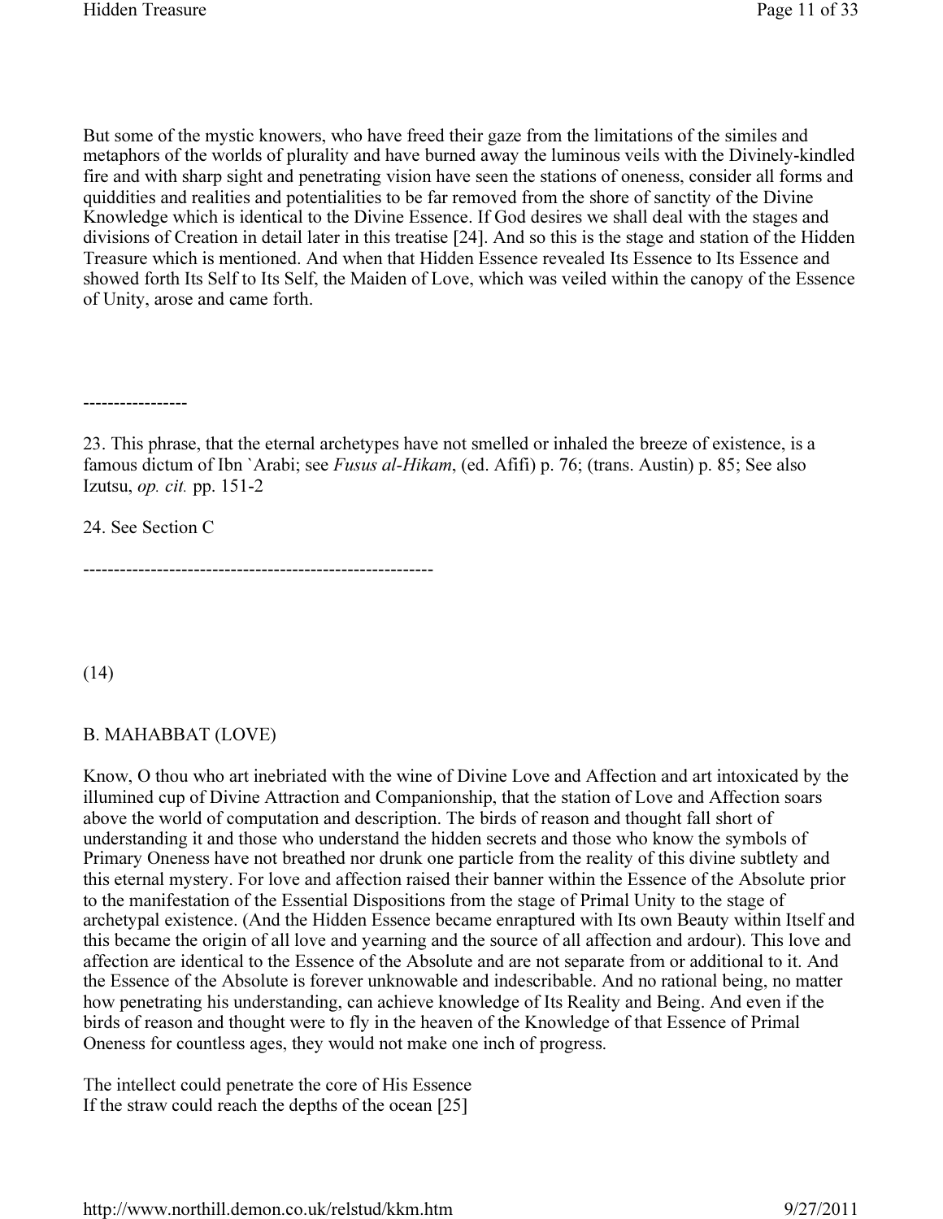But some of the mystic knowers, who have freed their gaze from the limitations of the similes and metaphors of the worlds of plurality and have burned away the luminous veils with the Divinely-kindled fire and with sharp sight and penetrating vision have seen the stations of oneness, consider all forms and quiddities and realities and potentialities to be far removed from the shore of sanctity of the Divine Knowledge which is identical to the Divine Essence. If God desires we shall deal with the stages and divisions of Creation in detail later in this treatise [24]. And so this is the stage and station of the Hidden Treasure which is mentioned. And when that Hidden Essence revealed Its Essence to Its Essence and showed forth Its Self to Its Self, the Maiden of Love, which was veiled within the canopy of the Essence of Unity, arose and came forth.

-----------------

23. This phrase, that the eternal archetypes have not smelled or inhaled the breeze of existence, is a famous dictum of Ibn `Arabi; see *Fusus al-Hikam*, (ed. Afifi) p. 76; (trans. Austin) p. 85; See also Izutsu, *op. cit.* pp. 151-2

24. See Section C

---------------------------------------------------------

(14)

## B. MAHABBAT (LOVE)

Know, O thou who art inebriated with the wine of Divine Love and Affection and art intoxicated by the illumined cup of Divine Attraction and Companionship, that the station of Love and Affection soars above the world of computation and description. The birds of reason and thought fall short of understanding it and those who understand the hidden secrets and those who know the symbols of Primary Oneness have not breathed nor drunk one particle from the reality of this divine subtlety and this eternal mystery. For love and affection raised their banner within the Essence of the Absolute prior to the manifestation of the Essential Dispositions from the stage of Primal Unity to the stage of archetypal existence. (And the Hidden Essence became enraptured with Its own Beauty within Itself and this became the origin of all love and yearning and the source of all affection and ardour). This love and affection are identical to the Essence of the Absolute and are not separate from or additional to it. And the Essence of the Absolute is forever unknowable and indescribable. And no rational being, no matter how penetrating his understanding, can achieve knowledge of Its Reality and Being. And even if the birds of reason and thought were to fly in the heaven of the Knowledge of that Essence of Primal Oneness for countless ages, they would not make one inch of progress.

The intellect could penetrate the core of His Essence
If the straw could reach the depths of the ocean [25]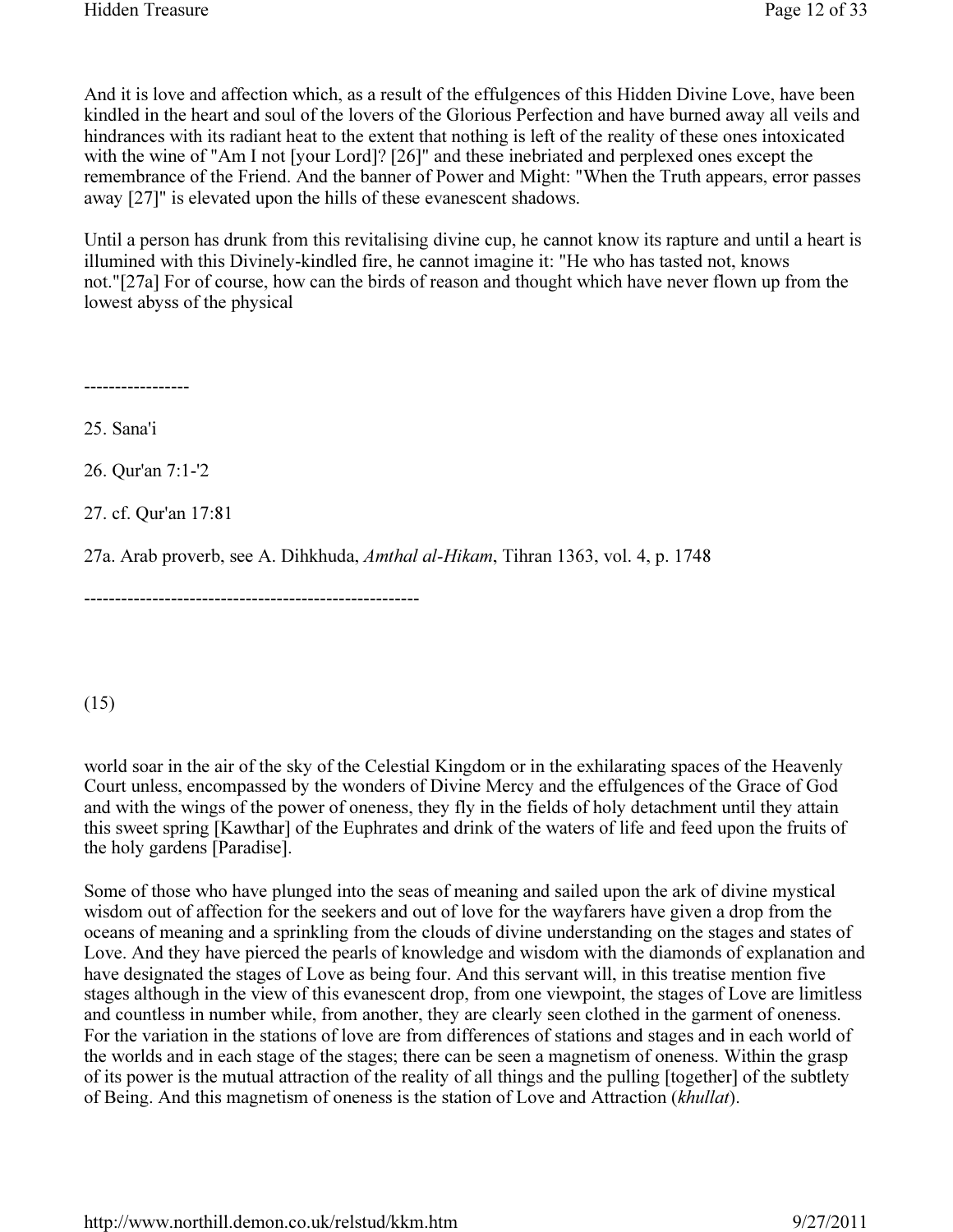And it is love and affection which, as a result of the effulgences of this Hidden Divine Love, have been kindled in the heart and soul of the lovers of the Glorious Perfection and have burned away all veils and hindrances with its radiant heat to the extent that nothing is left of the reality of these ones intoxicated with the wine of "Am I not [your Lord]? [26]" and these inebriated and perplexed ones except the remembrance of the Friend. And the banner of Power and Might: "When the Truth appears, error passes away [27]" is elevated upon the hills of these evanescent shadows.

Until a person has drunk from this revitalising divine cup, he cannot know its rapture and until a heart is illumined with this Divinely-kindled fire, he cannot imagine it: "He who has tasted not, knows not."[27a] For of course, how can the birds of reason and thought which have never flown up from the lowest abyss of the physical

-----------------

25. Sana'i

26. Qur'an 7:1-'2

27. cf. Qur'an 17:81

27a. Arab proverb, see A. Dihkhuda, *Amthal al-Hikam*, Tihran 1363, vol. 4, p. 1748

------------------------------------------------------

(15)

world soar in the air of the sky of the Celestial Kingdom or in the exhilarating spaces of the Heavenly Court unless, encompassed by the wonders of Divine Mercy and the effulgences of the Grace of God and with the wings of the power of oneness, they fly in the fields of holy detachment until they attain this sweet spring [Kawthar] of the Euphrates and drink of the waters of life and feed upon the fruits of the holy gardens [Paradise].

Some of those who have plunged into the seas of meaning and sailed upon the ark of divine mystical wisdom out of affection for the seekers and out of love for the wayfarers have given a drop from the oceans of meaning and a sprinkling from the clouds of divine understanding on the stages and states of Love. And they have pierced the pearls of knowledge and wisdom with the diamonds of explanation and have designated the stages of Love as being four. And this servant will, in this treatise mention five stages although in the view of this evanescent drop, from one viewpoint, the stages of Love are limitless and countless in number while, from another, they are clearly seen clothed in the garment of oneness. For the variation in the stations of love are from differences of stations and stages and in each world of the worlds and in each stage of the stages; there can be seen a magnetism of oneness. Within the grasp of its power is the mutual attraction of the reality of all things and the pulling [together] of the subtlety of Being. And this magnetism of oneness is the station of Love and Attraction (*khullat*).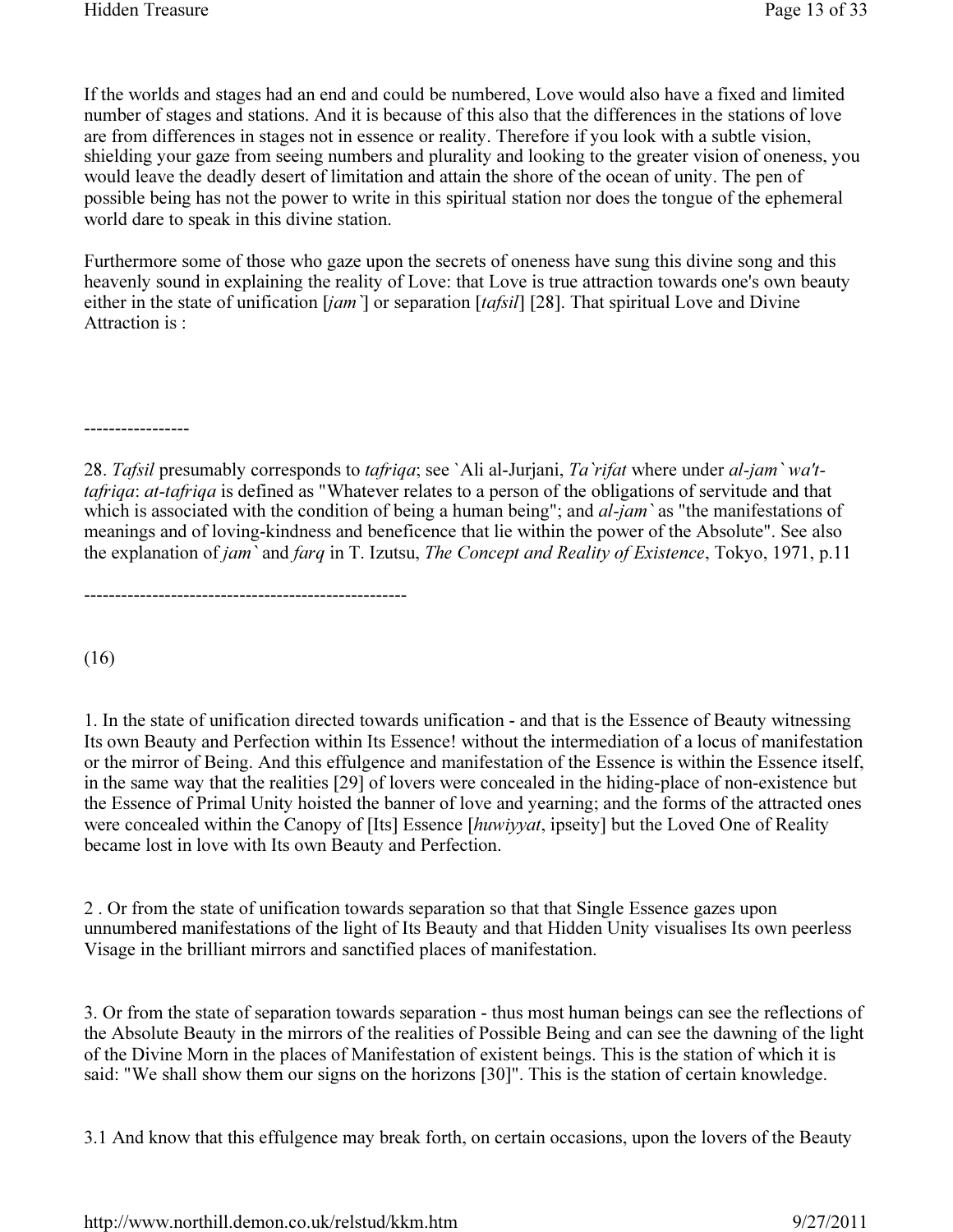If the worlds and stages had an end and could be numbered, Love would also have a fixed and limited number of stages and stations. And it is because of this also that the differences in the stations of love are from differences in stages not in essence or reality. Therefore if you look with a subtle vision, shielding your gaze from seeing numbers and plurality and looking to the greater vision of oneness, you would leave the deadly desert of limitation and attain the shore of the ocean of unity. The pen of possible being has not the power to write in this spiritual station nor does the tongue of the ephemeral world dare to speak in this divine station.

Furthermore some of those who gaze upon the secrets of oneness have sung this divine song and this heavenly sound in explaining the reality of Love: that Love is true attraction towards one's own beauty either in the state of unification [*jam`*] or separation [*tafsil*] [28]. That spiritual Love and Divine Attraction is :

-----------------

28. *Tafsil* presumably corresponds to *tafriqa*; see `Ali al-Jurjani, *Ta`rifat* where under *al-jam` wa't-tafriqa*: *at-tafriqa* is defined as "Whatever relates to a person of the obligations of servitude and that which is associated with the condition of being a human being"; and *al-jam`* as "the manifestations of meanings and of loving-kindness and beneficence that lie within the power of the Absolute". See also the explanation of *jam`* and *farq* in T. Izutsu, *The Concept and Reality of Existence*, Tokyo, 1971, p.11

----------------------------------------------------

(16)

1. In the state of unification directed towards unification - and that is the Essence of Beauty witnessing Its own Beauty and Perfection within Its Essence! without the intermediation of a locus of manifestation or the mirror of Being. And this effulgence and manifestation of the Essence is within the Essence itself, in the same way that the realities [29] of lovers were concealed in the hiding-place of non-existence but the Essence of Primal Unity hoisted the banner of love and yearning; and the forms of the attracted ones were concealed within the Canopy of [Its] Essence [*huwiyyat*, ipseity] but the Loved One of Reality became lost in love with Its own Beauty and Perfection.

2 . Or from the state of unification towards separation so that that Single Essence gazes upon unnumbered manifestations of the light of Its Beauty and that Hidden Unity visualises Its own peerless Visage in the brilliant mirrors and sanctified places of manifestation.

3. Or from the state of separation towards separation - thus most human beings can see the reflections of the Absolute Beauty in the mirrors of the realities of Possible Being and can see the dawning of the light of the Divine Morn in the places of Manifestation of existent beings. This is the station of which it is said: "We shall show them our signs on the horizons [30]". This is the station of certain knowledge.

3.1 And know that this effulgence may break forth, on certain occasions, upon the lovers of the Beauty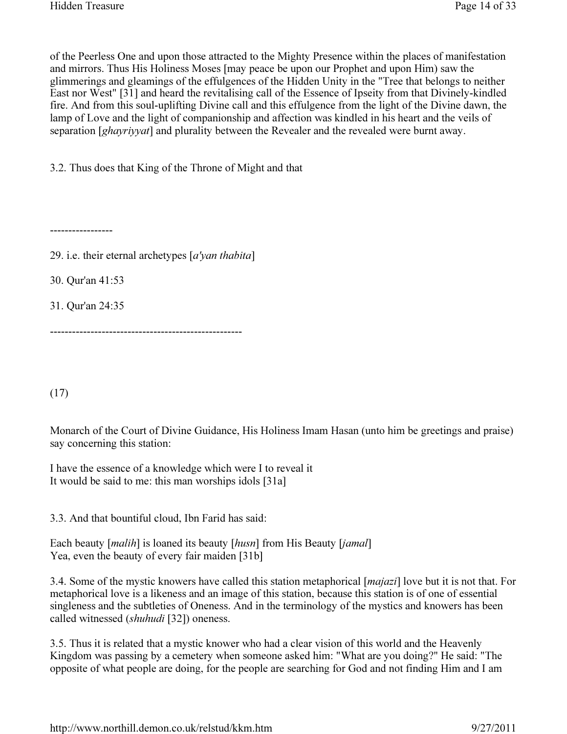of the Peerless One and upon those attracted to the Mighty Presence within the places of manifestation and mirrors. Thus His Holiness Moses [may peace be upon our Prophet and upon Him) saw the glimmerings and gleamings of the effulgences of the Hidden Unity in the "Tree that belongs to neither East nor West" [31] and heard the revitalising call of the Essence of Ipseity from that Divinely-kindled fire. And from this soul-uplifting Divine call and this effulgence from the light of the Divine dawn, the lamp of Love and the light of companionship and affection was kindled in his heart and the veils of separation [*ghayriyyat*] and plurality between the Revealer and the revealed were burnt away.

3.2. Thus does that King of the Throne of Might and that

-----------------

29. i.e. their eternal archetypes [*a'yan thabita*]

30. Qur'an 41:53

31. Qur'an 24:35

----------------------------------------------------

(17)

Monarch of the Court of Divine Guidance, His Holiness Imam Hasan (unto him be greetings and praise) say concerning this station:

I have the essence of a knowledge which were I to reveal it
It would be said to me: this man worships idols [31a]

3.3. And that bountiful cloud, Ibn Farid has said:

Each beauty [*malih*] is loaned its beauty [*husn*] from His Beauty [*jamal*]
Yea, even the beauty of every fair maiden [31b]

3.4. Some of the mystic knowers have called this station metaphorical [*majazi*] love but it is not that. For metaphorical love is a likeness and an image of this station, because this station is of one of essential singleness and the subtleties of Oneness. And in the terminology of the mystics and knowers has been called witnessed (*shuhudi* [32]) oneness.

3.5. Thus it is related that a mystic knower who had a clear vision of this world and the Heavenly Kingdom was passing by a cemetery when someone asked him: "What are you doing?" He said: "The opposite of what people are doing, for the people are searching for God and not finding Him and I am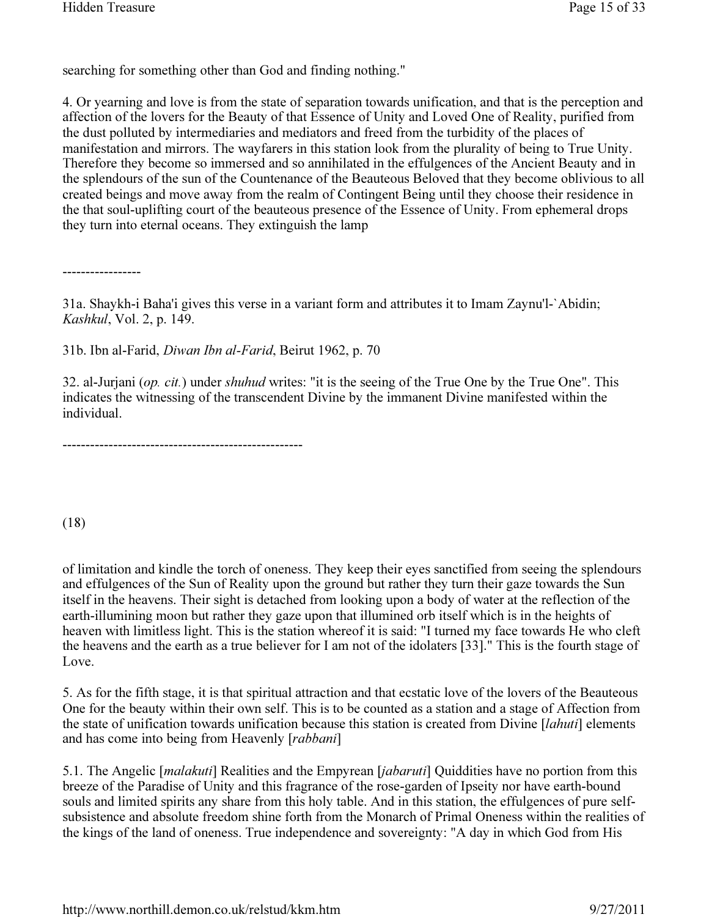searching for something other than God and finding nothing."

4. Or yearning and love is from the state of separation towards unification, and that is the perception and affection of the lovers for the Beauty of that Essence of Unity and Loved One of Reality, purified from the dust polluted by intermediaries and mediators and freed from the turbidity of the places of manifestation and mirrors. The wayfarers in this station look from the plurality of being to True Unity. Therefore they become so immersed and so annihilated in the effulgences of the Ancient Beauty and in the splendours of the sun of the Countenance of the Beauteous Beloved that they become oblivious to all created beings and move away from the realm of Contingent Being until they choose their residence in the that soul-uplifting court of the beauteous presence of the Essence of Unity. From ephemeral drops they turn into eternal oceans. They extinguish the lamp

-----------------

31a. Shaykh-i Baha'i gives this verse in a variant form and attributes it to Imam Zaynu'l-`Abidin; *Kashkul*, Vol. 2, p. 149.

31b. Ibn al-Farid, *Diwan Ibn al-Farid*, Beirut 1962, p. 70

32. al-Jurjani (*op. cit.*) under *shuhud* writes: "it is the seeing of the True One by the True One". This indicates the witnessing of the transcendent Divine by the immanent Divine manifested within the individual.

----------------------------------------------------

(18)

of limitation and kindle the torch of oneness. They keep their eyes sanctified from seeing the splendours and effulgences of the Sun of Reality upon the ground but rather they turn their gaze towards the Sun itself in the heavens. Their sight is detached from looking upon a body of water at the reflection of the earth-illumining moon but rather they gaze upon that illumined orb itself which is in the heights of heaven with limitless light. This is the station whereof it is said: "I turned my face towards He who cleft the heavens and the earth as a true believer for I am not of the idolaters [33]." This is the fourth stage of Love.

5. As for the fifth stage, it is that spiritual attraction and that ecstatic love of the lovers of the Beauteous One for the beauty within their own self. This is to be counted as a station and a stage of Affection from the state of unification towards unification because this station is created from Divine [*lahuti*] elements and has come into being from Heavenly [*rabbani*]

5.1. The Angelic [*malakuti*] Realities and the Empyrean [*jabaruti*] Quiddities have no portion from this breeze of the Paradise of Unity and this fragrance of the rose-garden of Ipseity nor have earth-bound souls and limited spirits any share from this holy table. And in this station, the effulgences of pure self-subsistence and absolute freedom shine forth from the Monarch of Primal Oneness within the realities of the kings of the land of oneness. True independence and sovereignty: "A day in which God from His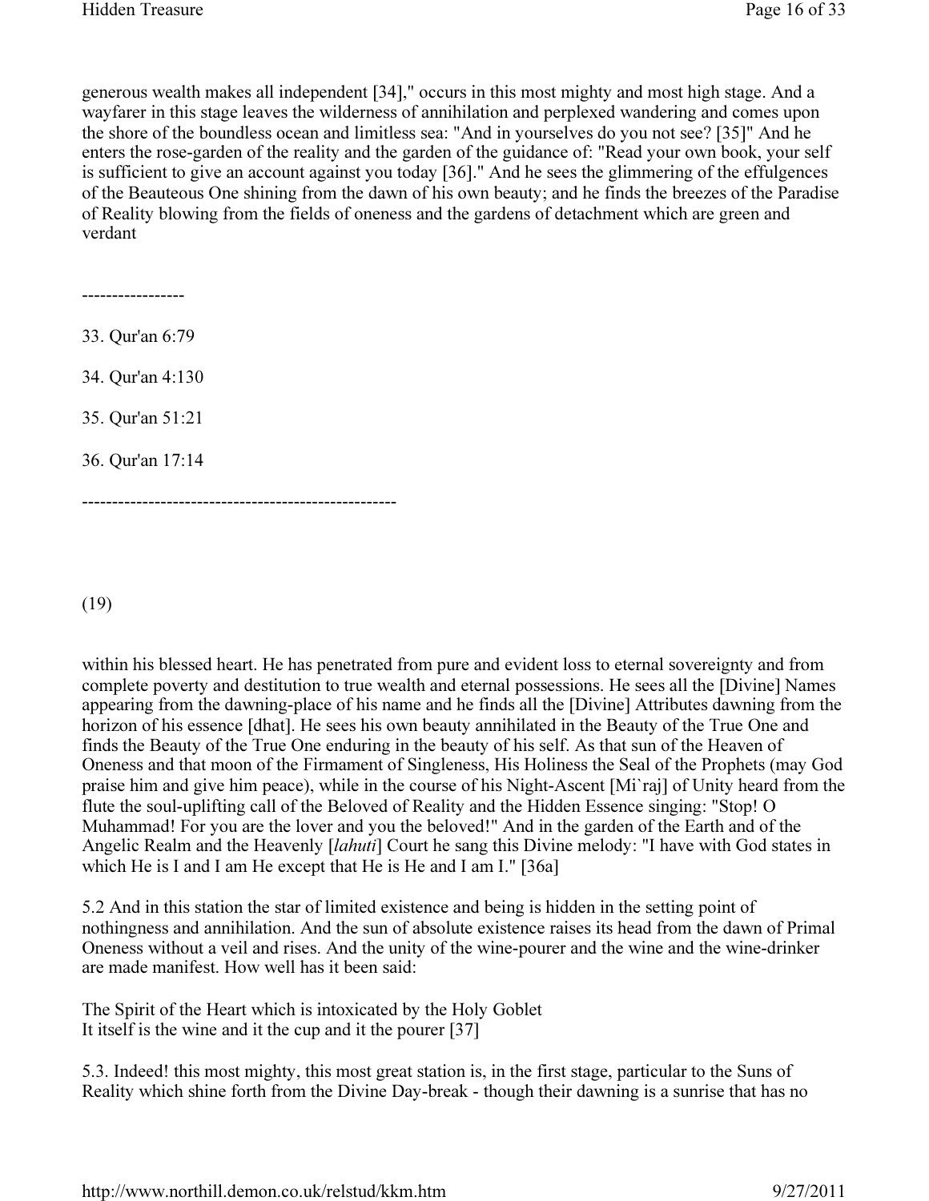generous wealth makes all independent [34]," occurs in this most mighty and most high stage. And a wayfarer in this stage leaves the wilderness of annihilation and perplexed wandering and comes upon the shore of the boundless ocean and limitless sea: "And in yourselves do you not see? [35]" And he enters the rose-garden of the reality and the garden of the guidance of: "Read your own book, your self is sufficient to give an account against you today [36]." And he sees the glimmering of the effulgences of the Beauteous One shining from the dawn of his own beauty; and he finds the breezes of the Paradise of Reality blowing from the fields of oneness and the gardens of detachment which are green and verdant

-----------------

33. Qur'an 6:79

34. Qur'an 4:130

35. Qur'an 51:21

36. Qur'an 17:14

----------------------------------------------------

(19)

within his blessed heart. He has penetrated from pure and evident loss to eternal sovereignty and from complete poverty and destitution to true wealth and eternal possessions. He sees all the [Divine] Names appearing from the dawning-place of his name and he finds all the [Divine] Attributes dawning from the horizon of his essence [dhat]. He sees his own beauty annihilated in the Beauty of the True One and finds the Beauty of the True One enduring in the beauty of his self. As that sun of the Heaven of Oneness and that moon of the Firmament of Singleness, His Holiness the Seal of the Prophets (may God praise him and give him peace), while in the course of his Night-Ascent [Mi`raj] of Unity heard from the flute the soul-uplifting call of the Beloved of Reality and the Hidden Essence singing: "Stop! O Muhammad! For you are the lover and you the beloved!" And in the garden of the Earth and of the Angelic Realm and the Heavenly [*lahuti*] Court he sang this Divine melody: "I have with God states in which He is I and I am He except that He is He and I am I." [36a]

5.2 And in this station the star of limited existence and being is hidden in the setting point of nothingness and annihilation. And the sun of absolute existence raises its head from the dawn of Primal Oneness without a veil and rises. And the unity of the wine-pourer and the wine and the wine-drinker are made manifest. How well has it been said:

The Spirit of the Heart which is intoxicated by the Holy Goblet
It itself is the wine and it the cup and it the pourer [37]

5.3. Indeed! this most mighty, this most great station is, in the first stage, particular to the Suns of Reality which shine forth from the Divine Day-break - though their dawning is a sunrise that has no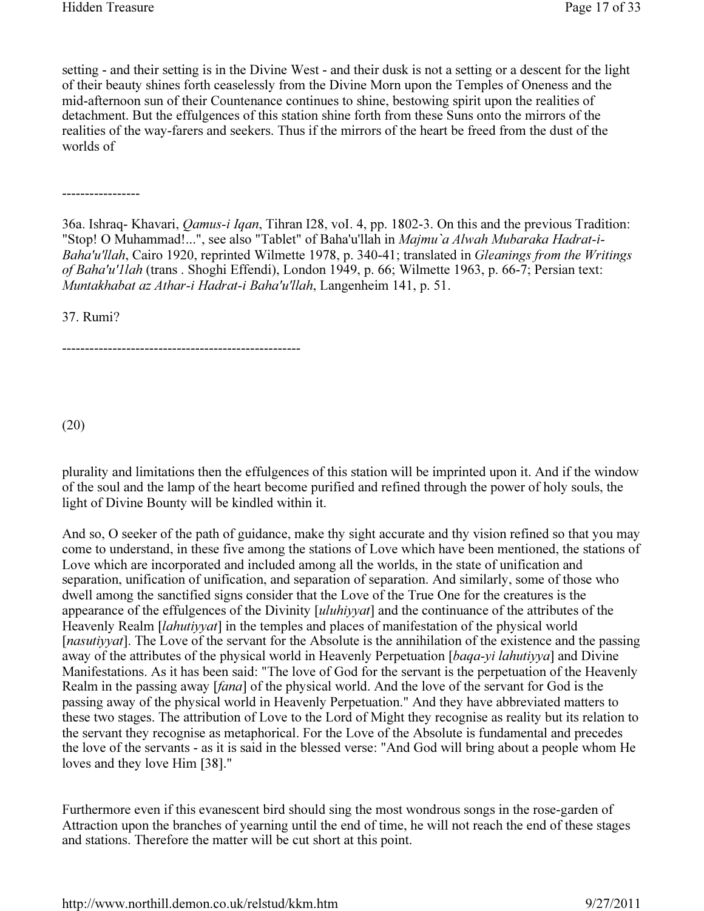setting - and their setting is in the Divine West - and their dusk is not a setting or a descent for the light of their beauty shines forth ceaselessly from the Divine Morn upon the Temples of Oneness and the mid-afternoon sun of their Countenance continues to shine, bestowing spirit upon the realities of detachment. But the effulgences of this station shine forth from these Suns onto the mirrors of the realities of the way-farers and seekers. Thus if the mirrors of the heart be freed from the dust of the worlds of

-----------------

36a. Ishraq- Khavari, *Qamus-i Iqan*, Tihran I28, voI. 4, pp. 1802-3. On this and the previous Tradition: "Stop! O Muhammad!...", see also "Tablet" of Baha'u'llah in *Majmu`a Alwah Mubaraka Hadrat-i-Baha'u'llah*, Cairo 1920, reprinted Wilmette 1978, p. 340-41; translated in *Gleanings from the Writings of Baha'u'1lah* (trans . Shoghi Effendi), London 1949, p. 66; Wilmette 1963, p. 66-7; Persian text: *Muntakhabat az Athar-i Hadrat-i Baha'u'llah*, Langenheim 141, p. 51.

37. Rumi?

----------------------------------------------------

(20)

plurality and limitations then the effulgences of this station will be imprinted upon it. And if the window of the soul and the lamp of the heart become purified and refined through the power of holy souls, the light of Divine Bounty will be kindled within it.

And so, O seeker of the path of guidance, make thy sight accurate and thy vision refined so that you may come to understand, in these five among the stations of Love which have been mentioned, the stations of Love which are incorporated and included among all the worlds, in the state of unification and separation, unification of unification, and separation of separation. And similarly, some of those who dwell among the sanctified signs consider that the Love of the True One for the creatures is the appearance of the effulgences of the Divinity [*uluhiyyat*] and the continuance of the attributes of the Heavenly Realm [*lahutiyyat*] in the temples and places of manifestation of the physical world [*nasutiyyat*]. The Love of the servant for the Absolute is the annihilation of the existence and the passing away of the attributes of the physical world in Heavenly Perpetuation [*baqa-yi lahutiyya*] and Divine Manifestations. As it has been said: "The love of God for the servant is the perpetuation of the Heavenly Realm in the passing away [*fana*] of the physical world. And the love of the servant for God is the passing away of the physical world in Heavenly Perpetuation." And they have abbreviated matters to these two stages. The attribution of Love to the Lord of Might they recognise as reality but its relation to the servant they recognise as metaphorical. For the Love of the Absolute is fundamental and precedes the love of the servants - as it is said in the blessed verse: "And God will bring about a people whom He loves and they love Him [38]."

Furthermore even if this evanescent bird should sing the most wondrous songs in the rose-garden of Attraction upon the branches of yearning until the end of time, he will not reach the end of these stages and stations. Therefore the matter will be cut short at this point.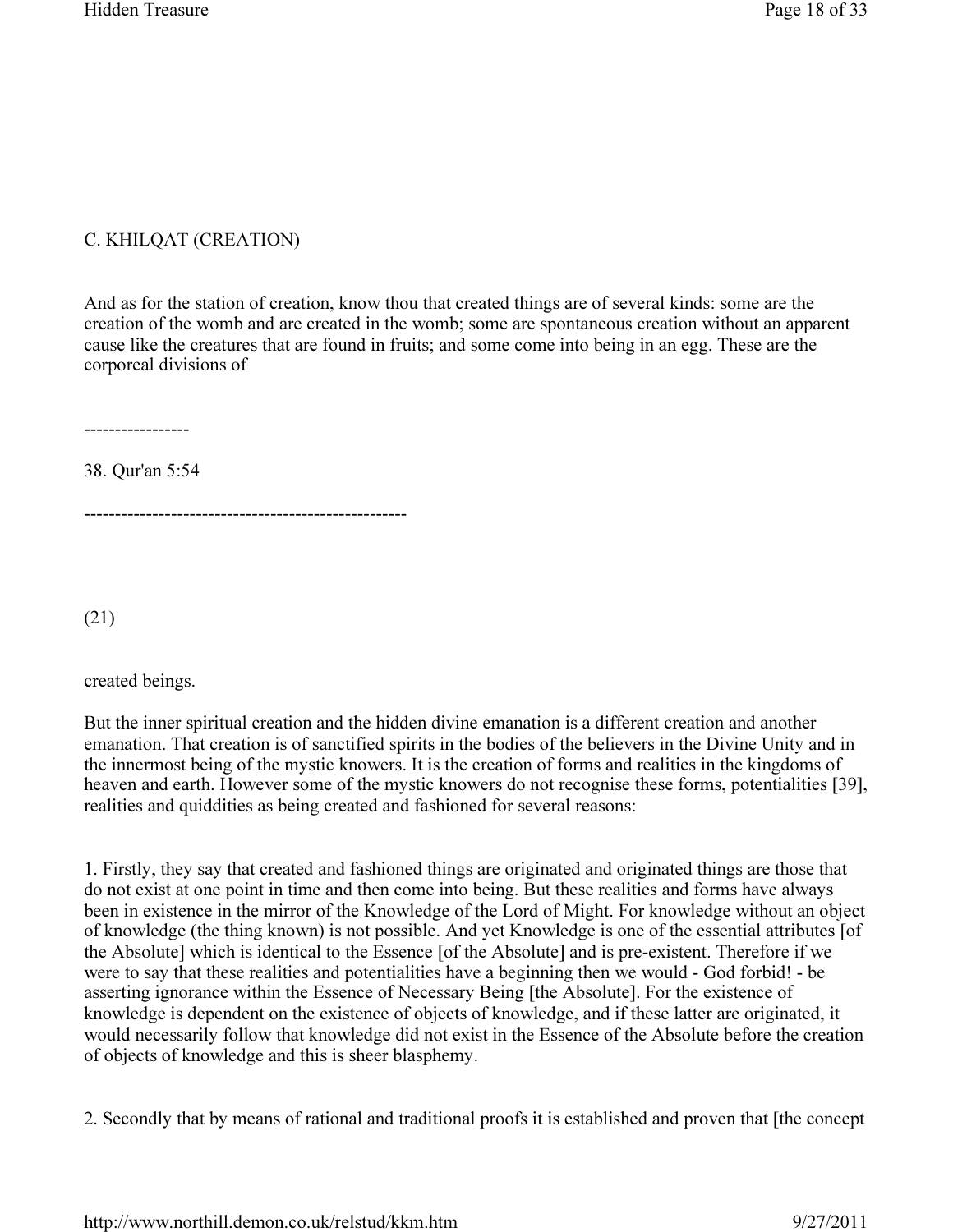## C. KHILQAT (CREATION)

And as for the station of creation, know thou that created things are of several kinds: some are the creation of the womb and are created in the womb; some are spontaneous creation without an apparent cause like the creatures that are found in fruits; and some come into being in an egg. These are the corporeal divisions of created beings.

But the inner spiritual creation and the hidden divine emanation is a different creation and another emanation. That creation is of sanctified spirits in the bodies of the believers in the Divine Unity and in the innermost being of the mystic knowers. It is the creation of forms and realities in the kingdoms of heaven and earth. However some of the mystic knowers do not recognise these forms, potentialities [39], realities and quiddities as being created and fashioned for several reasons:

1. Firstly, they say that created and fashioned things are originated and originated things are those that do not exist at one point in time and then come into being. But these realities and forms have always been in existence in the mirror of the Knowledge of the Lord of Might. For knowledge without an object of knowledge (the thing known) is not possible. And yet Knowledge is one of the essential attributes [of the Absolute] which is identical to the Essence [of the Absolute] and is pre-existent. Therefore if we were to say that these realities and potentialities have a beginning then we would - God forbid! - be asserting ignorance within the Essence of Necessary Being [the Absolute]. For the existence of knowledge is dependent on the existence of objects of knowledge, and if these latter are originated, it would necessarily follow that knowledge did not exist in the Essence of the Absolute before the creation of objects of knowledge and this is sheer blasphemy.

2. Secondly that by means of rational and traditional proofs it is established and proven that [the concept

-----------------

38. Qur'an 5:54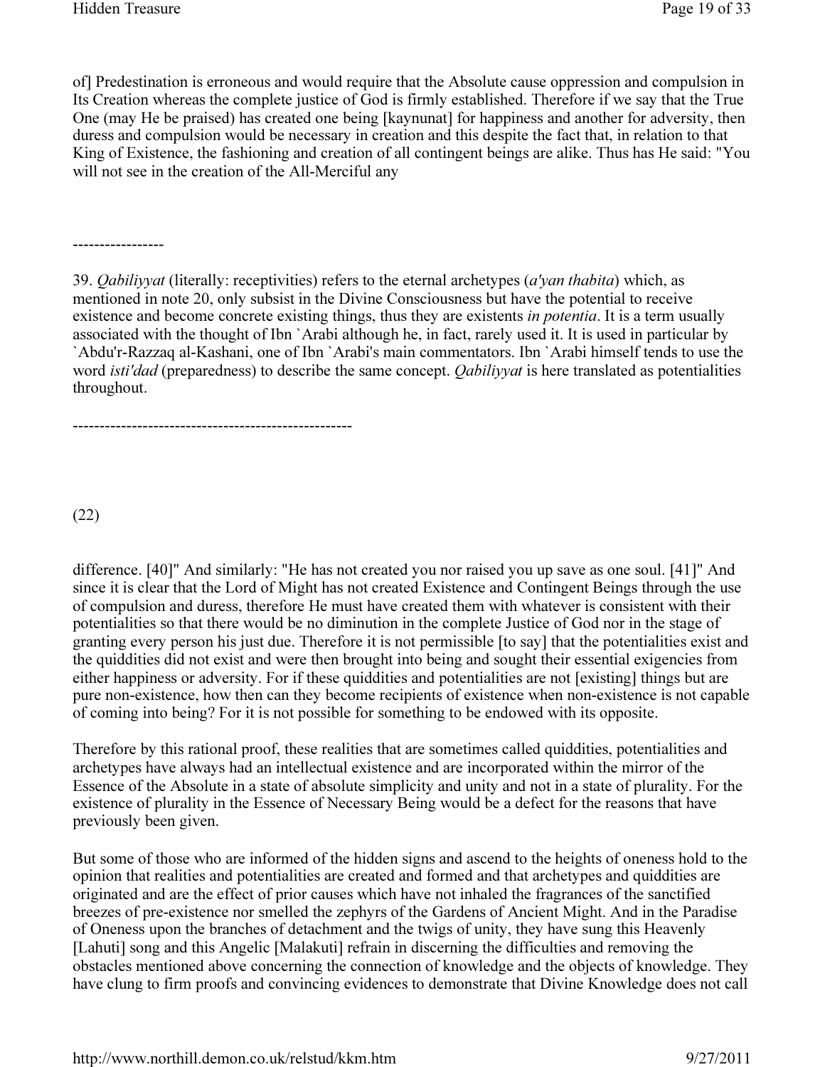of] Predestination is erroneous and would require that the Absolute cause oppression and compulsion in Its Creation whereas the complete justice of God is firmly established. Therefore if we say that the True One (may He be praised) has created one being [kaynunat] for happiness and another for adversity, then duress and compulsion would be necessary in creation and this despite the fact that, in relation to that King of Existence, the fashioning and creation of all contingent beings are alike. Thus has He said: "You will not see in the creation of the All-Merciful any

-----------------

39. *Qabiliyyat* (literally: receptivities) refers to the eternal archetypes (*a'yan thabita*) which, as mentioned in note 20, only subsist in the Divine Consciousness but have the potential to receive existence and become concrete existing things, thus they are existents *in potentia*. It is a term usually associated with the thought of Ibn `Arabi although he, in fact, rarely used it. It is used in particular by `Abdu'r-Razzaq al-Kashani, one of Ibn `Arabi's main commentators. Ibn `Arabi himself tends to use the word *isti'dad* (preparedness) to describe the same concept. *Qabiliyyat* is here translated as potentialities throughout.

----------------------------------------------------

(22)

difference. [40]" And similarly: "He has not created you nor raised you up save as one soul. [41]" And since it is clear that the Lord of Might has not created Existence and Contingent Beings through the use of compulsion and duress, therefore He must have created them with whatever is consistent with their potentialities so that there would be no diminution in the complete Justice of God nor in the stage of granting every person his just due. Therefore it is not permissible [to say] that the potentialities exist and the quiddities did not exist and were then brought into being and sought their essential exigencies from either happiness or adversity. For if these quiddities and potentialities are not [existing] things but are pure non-existence, how then can they become recipients of existence when non-existence is not capable of coming into being? For it is not possible for something to be endowed with its opposite.

Therefore by this rational proof, these realities that are sometimes called quiddities, potentialities and archetypes have always had an intellectual existence and are incorporated within the mirror of the Essence of the Absolute in a state of absolute simplicity and unity and not in a state of plurality. For the existence of plurality in the Essence of Necessary Being would be a defect for the reasons that have previously been given.

But some of those who are informed of the hidden signs and ascend to the heights of oneness hold to the opinion that realities and potentialities are created and formed and that archetypes and quiddities are originated and are the effect of prior causes which have not inhaled the fragrances of the sanctified breezes of pre-existence nor smelled the zephyrs of the Gardens of Ancient Might. And in the Paradise of Oneness upon the branches of detachment and the twigs of unity, they have sung this Heavenly [Lahuti] song and this Angelic [Malakuti] refrain in discerning the difficulties and removing the obstacles mentioned above concerning the connection of knowledge and the objects of knowledge. They have clung to firm proofs and convincing evidences to demonstrate that Divine Knowledge does not call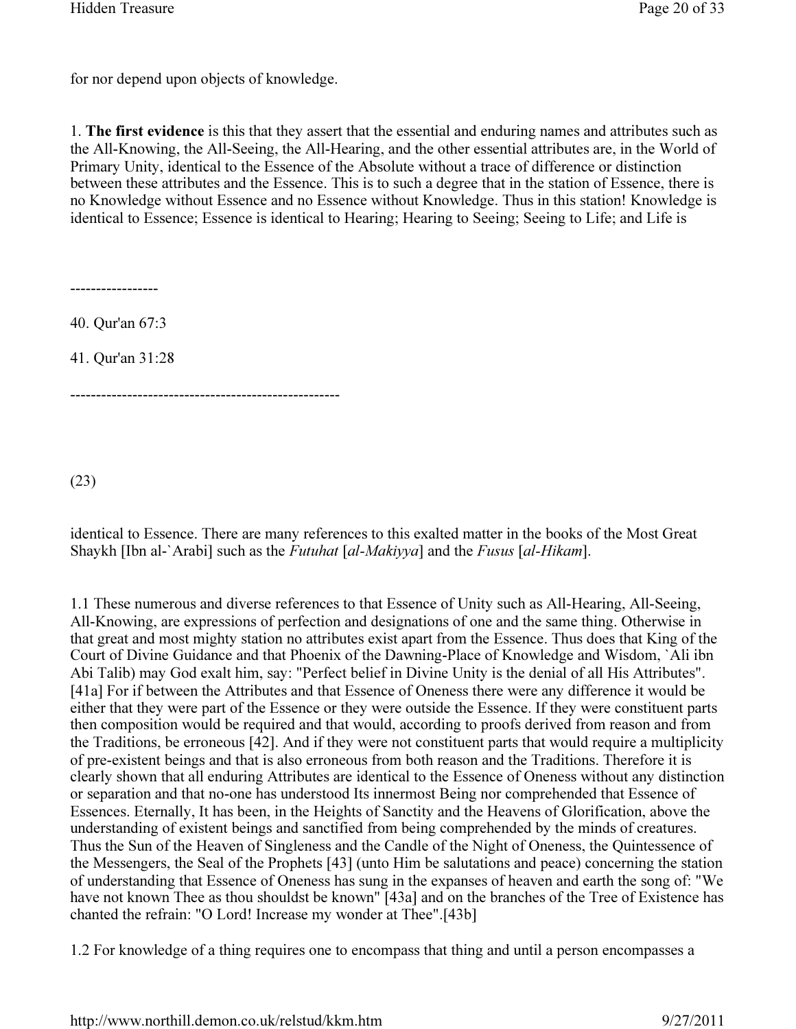for nor depend upon objects of knowledge.

1. **The first evidence** is this that they assert that the essential and enduring names and attributes such as the All-Knowing, the All-Seeing, the All-Hearing, and the other essential attributes are, in the World of Primary Unity, identical to the Essence of the Absolute without a trace of difference or distinction between these attributes and the Essence. This is to such a degree that in the station of Essence, there is no Knowledge without Essence and no Essence without Knowledge. Thus in this station! Knowledge is identical to Essence; Essence is identical to Hearing; Hearing to Seeing; Seeing to Life; and Life is

-----------------

40. Qur'an 67:3

41. Qur'an 31:28

-----------------------------------------------------

(23)

identical to Essence. There are many references to this exalted matter in the books of the Most Great Shaykh [Ibn al-`Arabi] such as the *Futuhat* [*al-Makiyya*] and the *Fusus* [*al-Hikam*].

1.1 These numerous and diverse references to that Essence of Unity such as All-Hearing, All-Seeing, All-Knowing, are expressions of perfection and designations of one and the same thing. Otherwise in that great and most mighty station no attributes exist apart from the Essence. Thus does that King of the Court of Divine Guidance and that Phoenix of the Dawning-Place of Knowledge and Wisdom, `Ali ibn Abi Talib) may God exalt him, say: "Perfect belief in Divine Unity is the denial of all His Attributes". [41a] For if between the Attributes and that Essence of Oneness there were any difference it would be either that they were part of the Essence or they were outside the Essence. If they were constituent parts then composition would be required and that would, according to proofs derived from reason and from the Traditions, be erroneous [42]. And if they were not constituent parts that would require a multiplicity of pre-existent beings and that is also erroneous from both reason and the Traditions. Therefore it is clearly shown that all enduring Attributes are identical to the Essence of Oneness without any distinction or separation and that no-one has understood Its innermost Being nor comprehended that Essence of Essences. Eternally, It has been, in the Heights of Sanctity and the Heavens of Glorification, above the understanding of existent beings and sanctified from being comprehended by the minds of creatures. Thus the Sun of the Heaven of Singleness and the Candle of the Night of Oneness, the Quintessence of the Messengers, the Seal of the Prophets [43] (unto Him be salutations and peace) concerning the station of understanding that Essence of Oneness has sung in the expanses of heaven and earth the song of: "We have not known Thee as thou shouldst be known" [43a] and on the branches of the Tree of Existence has chanted the refrain: "O Lord! Increase my wonder at Thee".[43b]

1.2 For knowledge of a thing requires one to encompass that thing and until a person encompasses a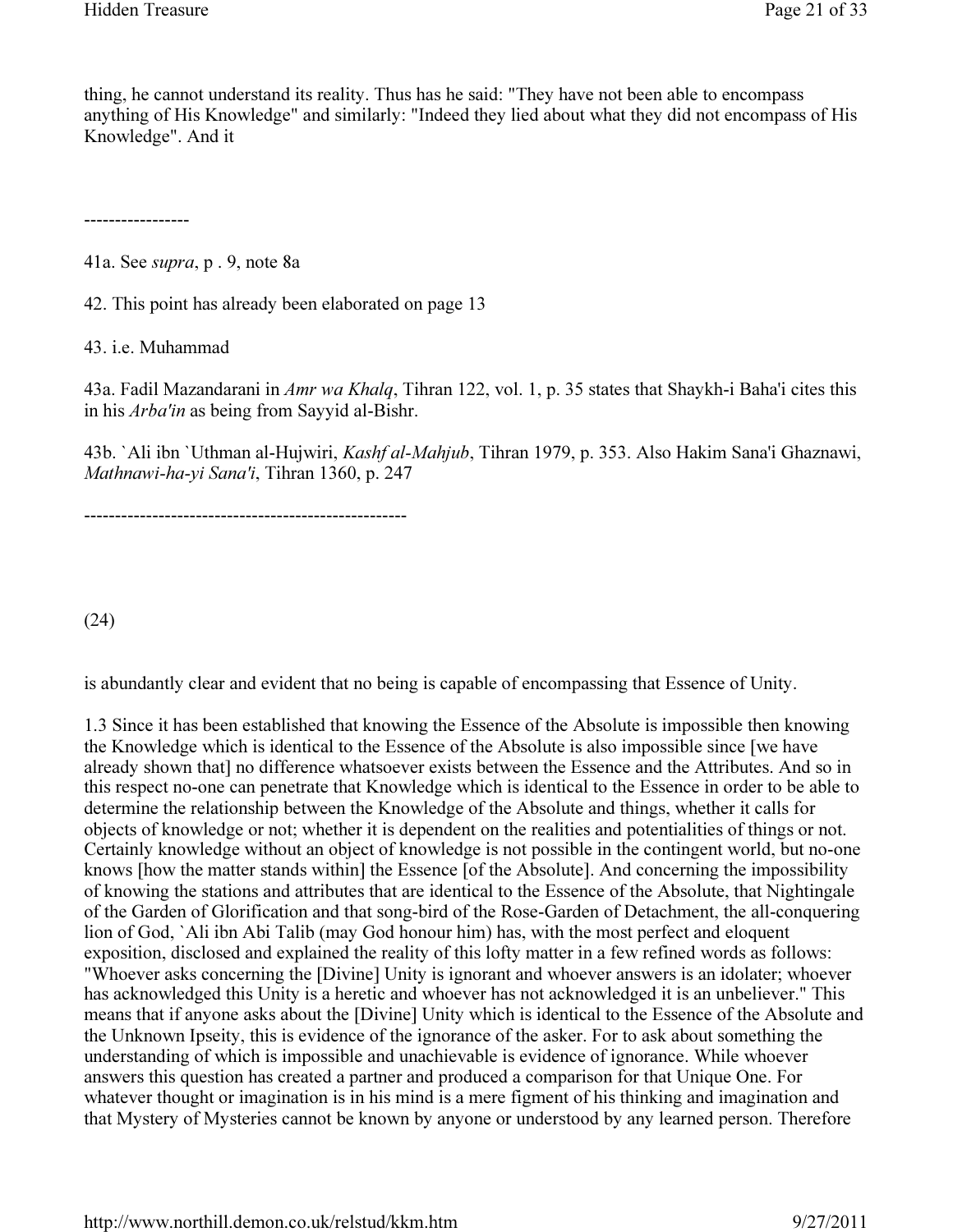thing, he cannot understand its reality. Thus has he said: "They have not been able to encompass anything of His Knowledge" and similarly: "Indeed they lied about what they did not encompass of His Knowledge". And it

-----------------

41a. See *supra*, p . 9, note 8a

42. This point has already been elaborated on page 13

43. i.e. Muhammad

43a. Fadil Mazandarani in *Amr wa Khalq*, Tihran 122, vol. 1, p. 35 states that Shaykh-i Baha'i cites this in his *Arba'in* as being from Sayyid al-Bishr.

43b. `Ali ibn `Uthman al-Hujwiri, *Kashf al-Mahjub*, Tihran 1979, p. 353. Also Hakim Sana'i Ghaznawi, *Mathnawi-ha-yi Sana'i*, Tihran 1360, p. 247

----------------------------------------------------

(24)

is abundantly clear and evident that no being is capable of encompassing that Essence of Unity.

1.3 Since it has been established that knowing the Essence of the Absolute is impossible then knowing the Knowledge which is identical to the Essence of the Absolute is also impossible since [we have already shown that] no difference whatsoever exists between the Essence and the Attributes. And so in this respect no-one can penetrate that Knowledge which is identical to the Essence in order to be able to determine the relationship between the Knowledge of the Absolute and things, whether it calls for objects of knowledge or not; whether it is dependent on the realities and potentialities of things or not. Certainly knowledge without an object of knowledge is not possible in the contingent world, but no-one knows [how the matter stands within] the Essence [of the Absolute]. And concerning the impossibility of knowing the stations and attributes that are identical to the Essence of the Absolute, that Nightingale of the Garden of Glorification and that song-bird of the Rose-Garden of Detachment, the all-conquering lion of God, `Ali ibn Abi Talib (may God honour him) has, with the most perfect and eloquent exposition, disclosed and explained the reality of this lofty matter in a few refined words as follows: "Whoever asks concerning the [Divine] Unity is ignorant and whoever answers is an idolater; whoever has acknowledged this Unity is a heretic and whoever has not acknowledged it is an unbeliever." This means that if anyone asks about the [Divine] Unity which is identical to the Essence of the Absolute and the Unknown Ipseity, this is evidence of the ignorance of the asker. For to ask about something the understanding of which is impossible and unachievable is evidence of ignorance. While whoever answers this question has created a partner and produced a comparison for that Unique One. For whatever thought or imagination is in his mind is a mere figment of his thinking and imagination and that Mystery of Mysteries cannot be known by anyone or understood by any learned person. Therefore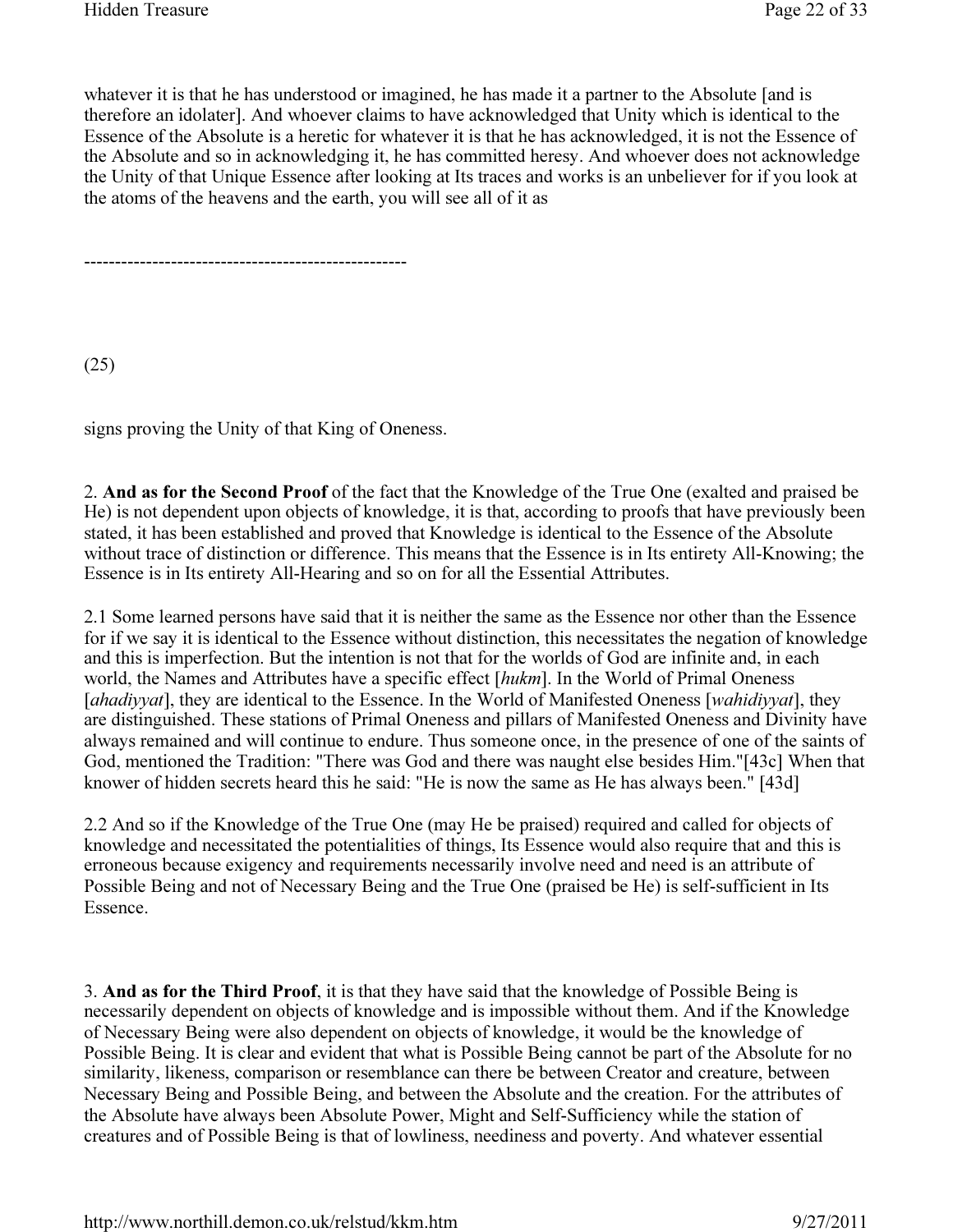whatever it is that he has understood or imagined, he has made it a partner to the Absolute [and is therefore an idolater]. And whoever claims to have acknowledged that Unity which is identical to the Essence of the Absolute is a heretic for whatever it is that he has acknowledged, it is not the Essence of the Absolute and so in acknowledging it, he has committed heresy. And whoever does not acknowledge the Unity of that Unique Essence after looking at Its traces and works is an unbeliever for if you look at the atoms of the heavens and the earth, you will see all of it as

---

(25)

signs proving the Unity of that King of Oneness.

2. **And as for the Second Proof** of the fact that the Knowledge of the True One (exalted and praised be He) is not dependent upon objects of knowledge, it is that, according to proofs that have previously been stated, it has been established and proved that Knowledge is identical to the Essence of the Absolute without trace of distinction or difference. This means that the Essence is in Its entirety All-Knowing; the Essence is in Its entirety All-Hearing and so on for all the Essential Attributes.

2.1 Some learned persons have said that it is neither the same as the Essence nor other than the Essence for if we say it is identical to the Essence without distinction, this necessitates the negation of knowledge and this is imperfection. But the intention is not that for the worlds of God are infinite and, in each world, the Names and Attributes have a specific effect [*hukm*]. In the World of Primal Oneness [*ahadiyyat*], they are identical to the Essence. In the World of Manifested Oneness [*wahidiyyat*], they are distinguished. These stations of Primal Oneness and pillars of Manifested Oneness and Divinity have always remained and will continue to endure. Thus someone once, in the presence of one of the saints of God, mentioned the Tradition: "There was God and there was naught else besides Him."[43c] When that knower of hidden secrets heard this he said: "He is now the same as He has always been." [43d]

2.2 And so if the Knowledge of the True One (may He be praised) required and called for objects of knowledge and necessitated the potentialities of things, Its Essence would also require that and this is erroneous because exigency and requirements necessarily involve need and need is an attribute of Possible Being and not of Necessary Being and the True One (praised be He) is self-sufficient in Its Essence.

3. **And as for the Third Proof**, it is that they have said that the knowledge of Possible Being is necessarily dependent on objects of knowledge and is impossible without them. And if the Knowledge of Necessary Being were also dependent on objects of knowledge, it would be the knowledge of Possible Being. It is clear and evident that what is Possible Being cannot be part of the Absolute for no similarity, likeness, comparison or resemblance can there be between Creator and creature, between Necessary Being and Possible Being, and between the Absolute and the creation. For the attributes of the Absolute have always been Absolute Power, Might and Self-Sufficiency while the station of creatures and of Possible Being is that of lowliness, neediness and poverty. And whatever essential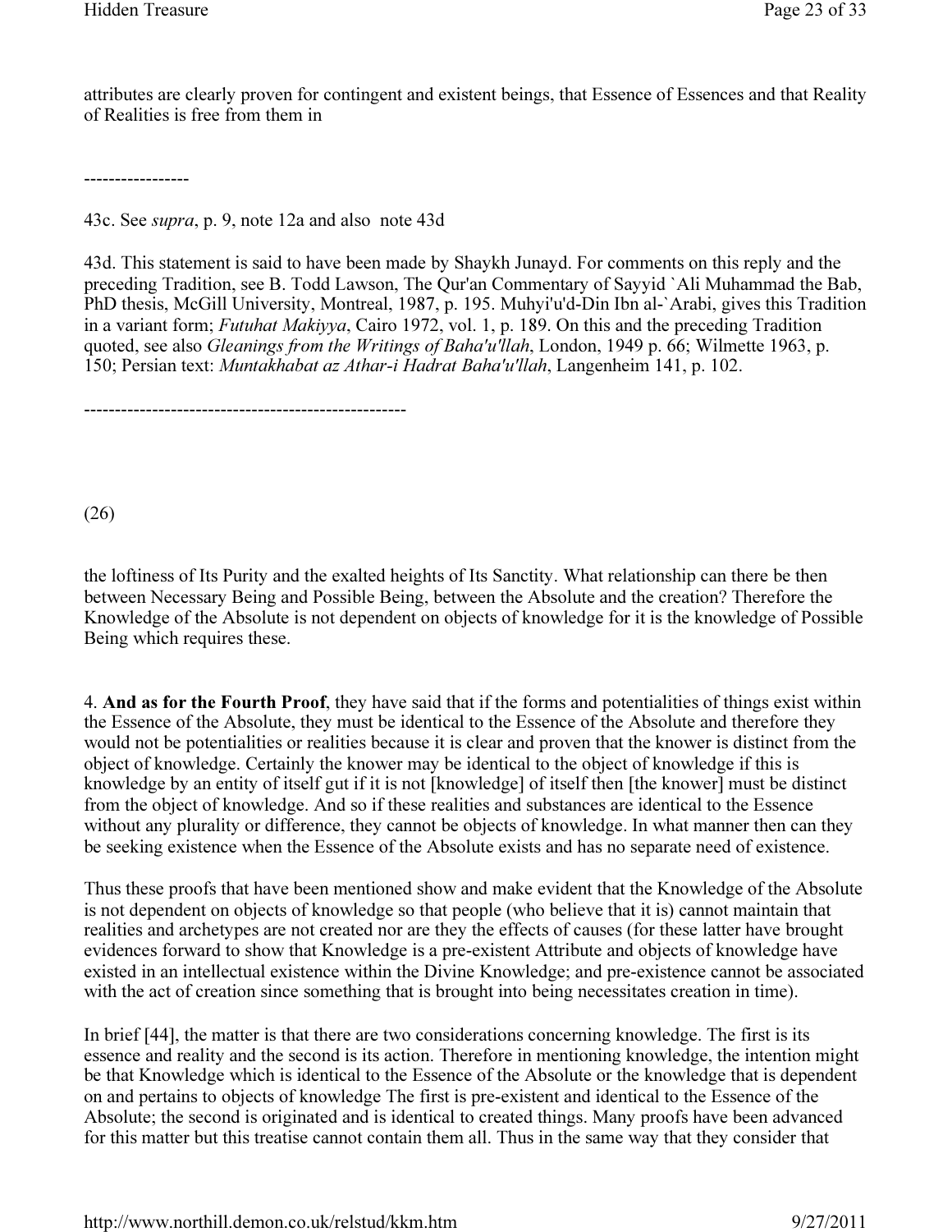attributes are clearly proven for contingent and existent beings, that Essence of Essences and that Reality of Realities is free from them in

-----------------

43c. See *supra*, p. 9, note 12a and also note 43d

43d. This statement is said to have been made by Shaykh Junayd. For comments on this reply and the preceding Tradition, see B. Todd Lawson, The Qur'an Commentary of Sayyid `Ali Muhammad the Bab, PhD thesis, McGill University, Montreal, 1987, p. 195. Muhyi'u'd-Din Ibn al-`Arabi, gives this Tradition in a variant form; *Futuhat Makiyya*, Cairo 1972, vol. 1, p. 189. On this and the preceding Tradition quoted, see also *Gleanings from the Writings of Baha'u'llah*, London, 1949 p. 66; Wilmette 1963, p. 150; Persian text: *Muntakhabat az Athar-i Hadrat Baha'u'llah*, Langenheim 141, p. 102.

----------------------------------------------------

(26)

the loftiness of Its Purity and the exalted heights of Its Sanctity. What relationship can there be then between Necessary Being and Possible Being, between the Absolute and the creation? Therefore the Knowledge of the Absolute is not dependent on objects of knowledge for it is the knowledge of Possible Being which requires these.

4. **And as for the Fourth Proof**, they have said that if the forms and potentialities of things exist within the Essence of the Absolute, they must be identical to the Essence of the Absolute and therefore they would not be potentialities or realities because it is clear and proven that the knower is distinct from the object of knowledge. Certainly the knower may be identical to the object of knowledge if this is knowledge by an entity of itself gut if it is not [knowledge] of itself then [the knower] must be distinct from the object of knowledge. And so if these realities and substances are identical to the Essence without any plurality or difference, they cannot be objects of knowledge. In what manner then can they be seeking existence when the Essence of the Absolute exists and has no separate need of existence.

Thus these proofs that have been mentioned show and make evident that the Knowledge of the Absolute is not dependent on objects of knowledge so that people (who believe that it is) cannot maintain that realities and archetypes are not created nor are they the effects of causes (for these latter have brought evidences forward to show that Knowledge is a pre-existent Attribute and objects of knowledge have existed in an intellectual existence within the Divine Knowledge; and pre-existence cannot be associated with the act of creation since something that is brought into being necessitates creation in time).

In brief [44], the matter is that there are two considerations concerning knowledge. The first is its essence and reality and the second is its action. Therefore in mentioning knowledge, the intention might be that Knowledge which is identical to the Essence of the Absolute or the knowledge that is dependent on and pertains to objects of knowledge The first is pre-existent and identical to the Essence of the Absolute; the second is originated and is identical to created things. Many proofs have been advanced for this matter but this treatise cannot contain them all. Thus in the same way that they consider that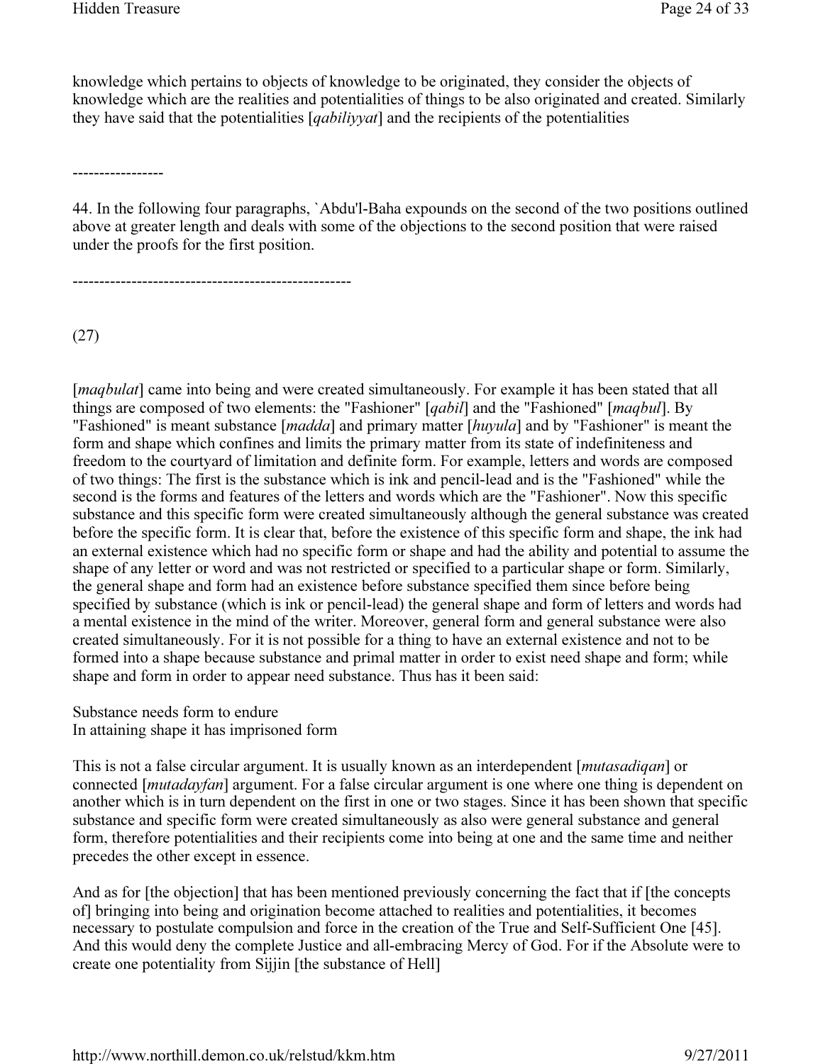knowledge which pertains to objects of knowledge to be originated, they consider the objects of knowledge which are the realities and potentialities of things to be also originated and created. Similarly they have said that the potentialities [*qabiliyyat*] and the recipients of the potentialities

-----------------

44. In the following four paragraphs, `Abdu'l-Baha expounds on the second of the two positions outlined above at greater length and deals with some of the objections to the second position that were raised under the proofs for the first position.

----------------------------------------------------

(27)

[*maqbulat*] came into being and were created simultaneously. For example it has been stated that all things are composed of two elements: the "Fashioner" [*qabil*] and the "Fashioned" [*maqbul*]. By "Fashioned" is meant substance [*madda*] and primary matter [*huyula*] and by "Fashioner" is meant the form and shape which confines and limits the primary matter from its state of indefiniteness and freedom to the courtyard of limitation and definite form. For example, letters and words are composed of two things: The first is the substance which is ink and pencil-lead and is the "Fashioned" while the second is the forms and features of the letters and words which are the "Fashioner". Now this specific substance and this specific form were created simultaneously although the general substance was created before the specific form. It is clear that, before the existence of this specific form and shape, the ink had an external existence which had no specific form or shape and had the ability and potential to assume the shape of any letter or word and was not restricted or specified to a particular shape or form. Similarly, the general shape and form had an existence before substance specified them since before being specified by substance (which is ink or pencil-lead) the general shape and form of letters and words had a mental existence in the mind of the writer. Moreover, general form and general substance were also created simultaneously. For it is not possible for a thing to have an external existence and not to be formed into a shape because substance and primal matter in order to exist need shape and form; while shape and form in order to appear need substance. Thus has it been said:

Substance needs form to endure
In attaining shape it has imprisoned form

This is not a false circular argument. It is usually known as an interdependent [*mutasadiqan*] or connected [*mutadayfan*] argument. For a false circular argument is one where one thing is dependent on another which is in turn dependent on the first in one or two stages. Since it has been shown that specific substance and specific form were created simultaneously as also were general substance and general form, therefore potentialities and their recipients come into being at one and the same time and neither precedes the other except in essence.

And as for [the objection] that has been mentioned previously concerning the fact that if [the concepts of] bringing into being and origination become attached to realities and potentialities, it becomes necessary to postulate compulsion and force in the creation of the True and Self-Sufficient One [45]. And this would deny the complete Justice and all-embracing Mercy of God. For if the Absolute were to create one potentiality from Sijjin [the substance of Hell]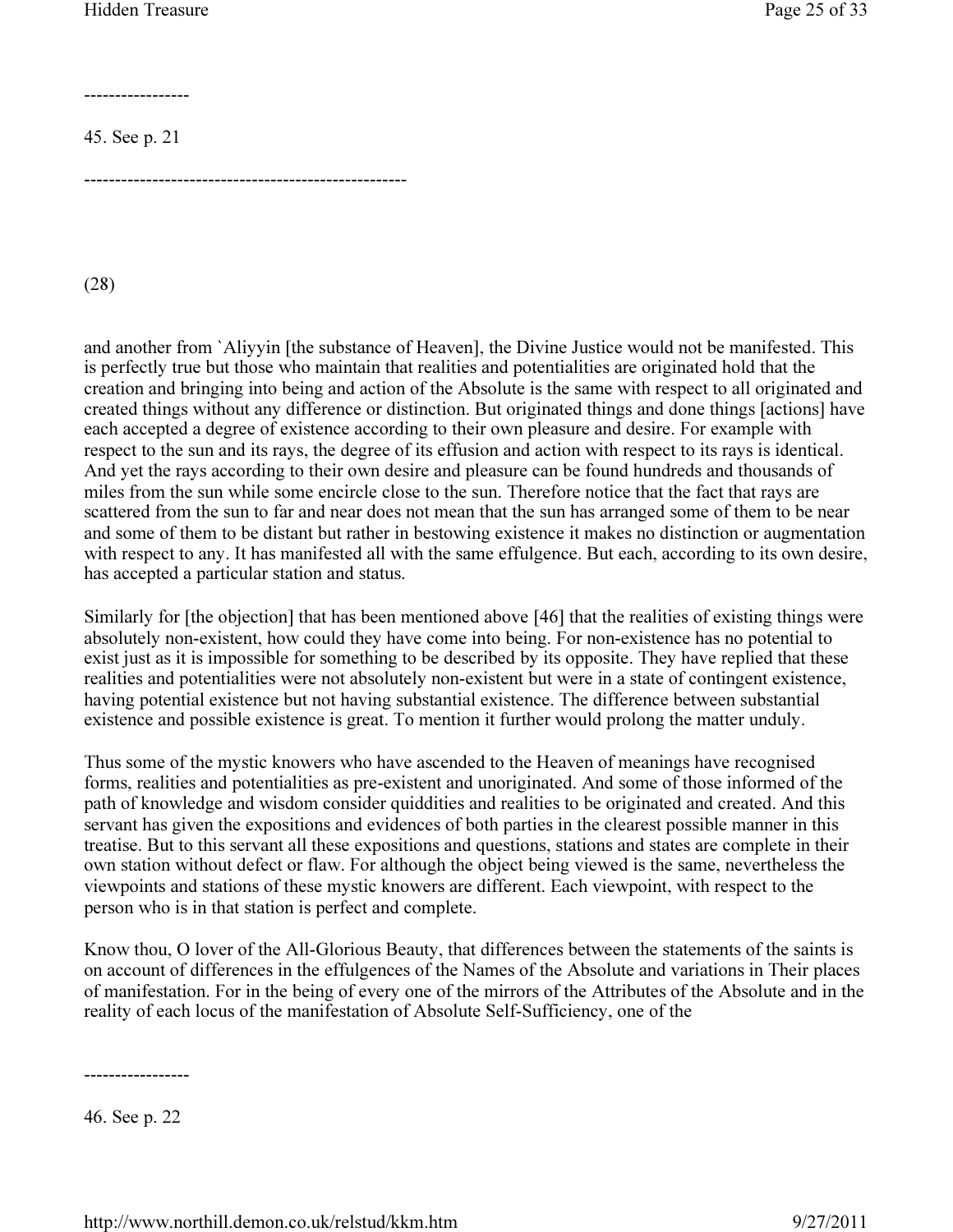-----------------

45. See p. 21

----------------------------------------------------

(28)

and another from `Aliyyin [the substance of Heaven], the Divine Justice would not be manifested. This is perfectly true but those who maintain that realities and potentialities are originated hold that the creation and bringing into being and action of the Absolute is the same with respect to all originated and created things without any difference or distinction. But originated things and done things [actions] have each accepted a degree of existence according to their own pleasure and desire. For example with respect to the sun and its rays, the degree of its effusion and action with respect to its rays is identical. And yet the rays according to their own desire and pleasure can be found hundreds and thousands of miles from the sun while some encircle close to the sun. Therefore notice that the fact that rays are scattered from the sun to far and near does not mean that the sun has arranged some of them to be near and some of them to be distant but rather in bestowing existence it makes no distinction or augmentation with respect to any. It has manifested all with the same effulgence. But each, according to its own desire, has accepted a particular station and status.

Similarly for [the objection] that has been mentioned above [46] that the realities of existing things were absolutely non-existent, how could they have come into being. For non-existence has no potential to exist just as it is impossible for something to be described by its opposite. They have replied that these realities and potentialities were not absolutely non-existent but were in a state of contingent existence, having potential existence but not having substantial existence. The difference between substantial existence and possible existence is great. To mention it further would prolong the matter unduly.

Thus some of the mystic knowers who have ascended to the Heaven of meanings have recognised forms, realities and potentialities as pre-existent and unoriginated. And some of those informed of the path of knowledge and wisdom consider quiddities and realities to be originated and created. And this servant has given the expositions and evidences of both parties in the clearest possible manner in this treatise. But to this servant all these expositions and questions, stations and states are complete in their own station without defect or flaw. For although the object being viewed is the same, nevertheless the viewpoints and stations of these mystic knowers are different. Each viewpoint, with respect to the person who is in that station is perfect and complete.

Know thou, O lover of the All-Glorious Beauty, that differences between the statements of the saints is on account of differences in the effulgences of the Names of the Absolute and variations in Their places of manifestation. For in the being of every one of the mirrors of the Attributes of the Absolute and in the reality of each locus of the manifestation of Absolute Self-Sufficiency, one of the

-----------------

46. See p. 22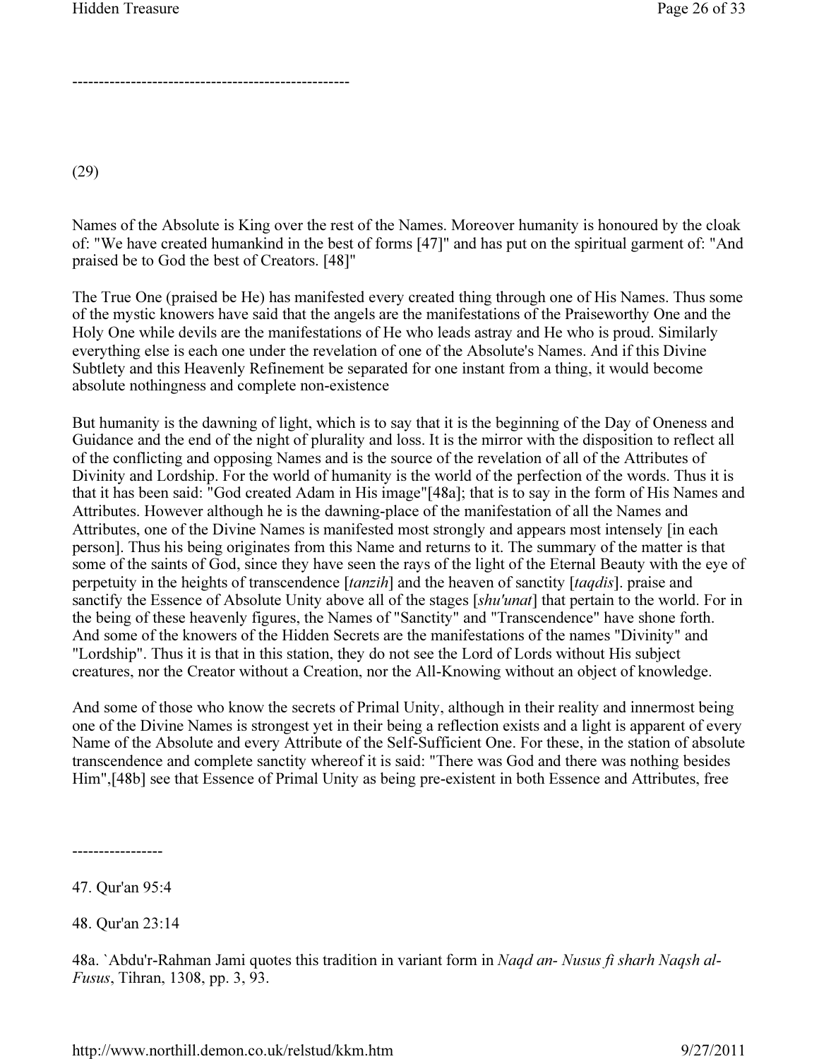---------------------------------------------------

(29)

Names of the Absolute is King over the rest of the Names. Moreover humanity is honoured by the cloak of: "We have created humankind in the best of forms [47]" and has put on the spiritual garment of: "And praised be to God the best of Creators. [48]"

The True One (praised be He) has manifested every created thing through one of His Names. Thus some of the mystic knowers have said that the angels are the manifestations of the Praiseworthy One and the Holy One while devils are the manifestations of He who leads astray and He who is proud. Similarly everything else is each one under the revelation of one of the Absolute's Names. And if this Divine Subtlety and this Heavenly Refinement be separated for one instant from a thing, it would become absolute nothingness and complete non-existence

But humanity is the dawning of light, which is to say that it is the beginning of the Day of Oneness and Guidance and the end of the night of plurality and loss. It is the mirror with the disposition to reflect all of the conflicting and opposing Names and is the source of the revelation of all of the Attributes of Divinity and Lordship. For the world of humanity is the world of the perfection of the words. Thus it is that it has been said: "God created Adam in His image"[48a]; that is to say in the form of His Names and Attributes. However although he is the dawning-place of the manifestation of all the Names and Attributes, one of the Divine Names is manifested most strongly and appears most intensely [in each person]. Thus his being originates from this Name and returns to it. The summary of the matter is that some of the saints of God, since they have seen the rays of the light of the Eternal Beauty with the eye of perpetuity in the heights of transcendence [*tanzih*] and the heaven of sanctity [*taqdis*]. praise and sanctify the Essence of Absolute Unity above all of the stages [*shu'unat*] that pertain to the world. For in the being of these heavenly figures, the Names of "Sanctity" and "Transcendence" have shone forth. And some of the knowers of the Hidden Secrets are the manifestations of the names "Divinity" and "Lordship". Thus it is that in this station, they do not see the Lord of Lords without His subject creatures, nor the Creator without a Creation, nor the All-Knowing without an object of knowledge.

And some of those who know the secrets of Primal Unity, although in their reality and innermost being one of the Divine Names is strongest yet in their being a reflection exists and a light is apparent of every Name of the Absolute and every Attribute of the Self-Sufficient One. For these, in the station of absolute transcendence and complete sanctity whereof it is said: "There was God and there was nothing besides Him",[48b] see that Essence of Primal Unity as being pre-existent in both Essence and Attributes, free

-----------------

47. Qur'an 95:4

48. Qur'an 23:14

48a. `Abdu'r-Rahman Jami quotes this tradition in variant form in *Naqd an- Nusus fi sharh Naqsh al-Fusus*, Tihran, 1308, pp. 3, 93.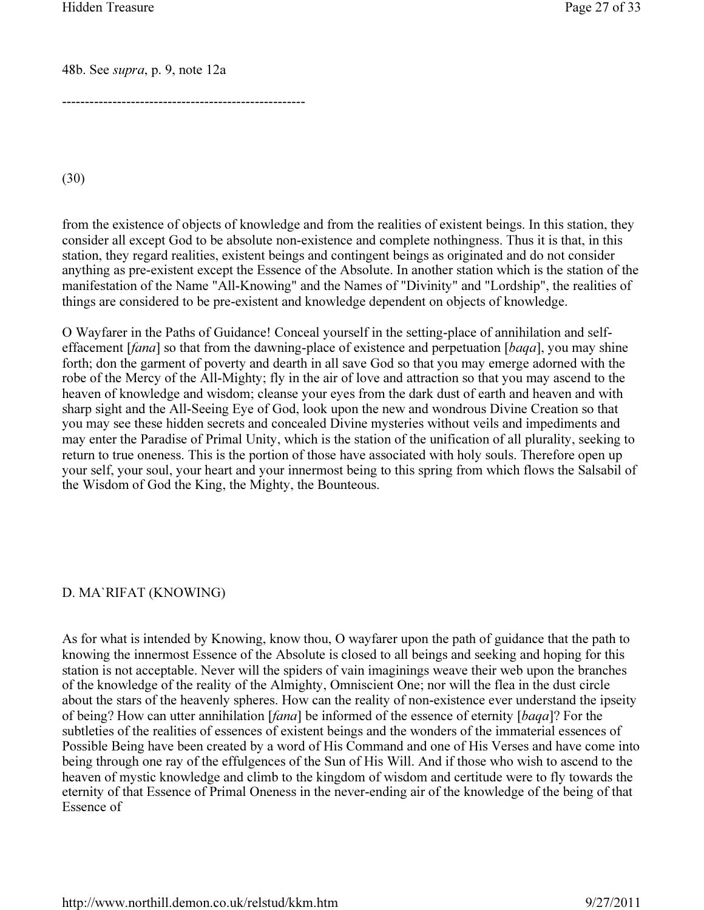48b. See *supra*, p. 9, note 12a

-----------------------------------------------------

(30)

from the existence of objects of knowledge and from the realities of existent beings. In this station, they consider all except God to be absolute non-existence and complete nothingness. Thus it is that, in this station, they regard realities, existent beings and contingent beings as originated and do not consider anything as pre-existent except the Essence of the Absolute. In another station which is the station of the manifestation of the Name "All-Knowing" and the Names of "Divinity" and "Lordship", the realities of things are considered to be pre-existent and knowledge dependent on objects of knowledge.

O Wayfarer in the Paths of Guidance! Conceal yourself in the setting-place of annihilation and self-effacement [*fana*] so that from the dawning-place of existence and perpetuation [*baqa*], you may shine forth; don the garment of poverty and dearth in all save God so that you may emerge adorned with the robe of the Mercy of the All-Mighty; fly in the air of love and attraction so that you may ascend to the heaven of knowledge and wisdom; cleanse your eyes from the dark dust of earth and heaven and with sharp sight and the All-Seeing Eye of God, look upon the new and wondrous Divine Creation so that you may see these hidden secrets and concealed Divine mysteries without veils and impediments and may enter the Paradise of Primal Unity, which is the station of the unification of all plurality, seeking to return to true oneness. This is the portion of those have associated with holy souls. Therefore open up your self, your soul, your heart and your innermost being to this spring from which flows the Salsabil of the Wisdom of God the King, the Mighty, the Bounteous.

## D. MA`RIFAT (KNOWING)

As for what is intended by Knowing, know thou, O wayfarer upon the path of guidance that the path to knowing the innermost Essence of the Absolute is closed to all beings and seeking and hoping for this station is not acceptable. Never will the spiders of vain imaginings weave their web upon the branches of the knowledge of the reality of the Almighty, Omniscient One; nor will the flea in the dust circle about the stars of the heavenly spheres. How can the reality of non-existence ever understand the ipseity of being? How can utter annihilation [*fana*] be informed of the essence of eternity [*baqa*]? For the subtleties of the realities of essences of existent beings and the wonders of the immaterial essences of Possible Being have been created by a word of His Command and one of His Verses and have come into being through one ray of the effulgences of the Sun of His Will. And if those who wish to ascend to the heaven of mystic knowledge and climb to the kingdom of wisdom and certitude were to fly towards the eternity of that Essence of Primal Oneness in the never-ending air of the knowledge of the being of that Essence of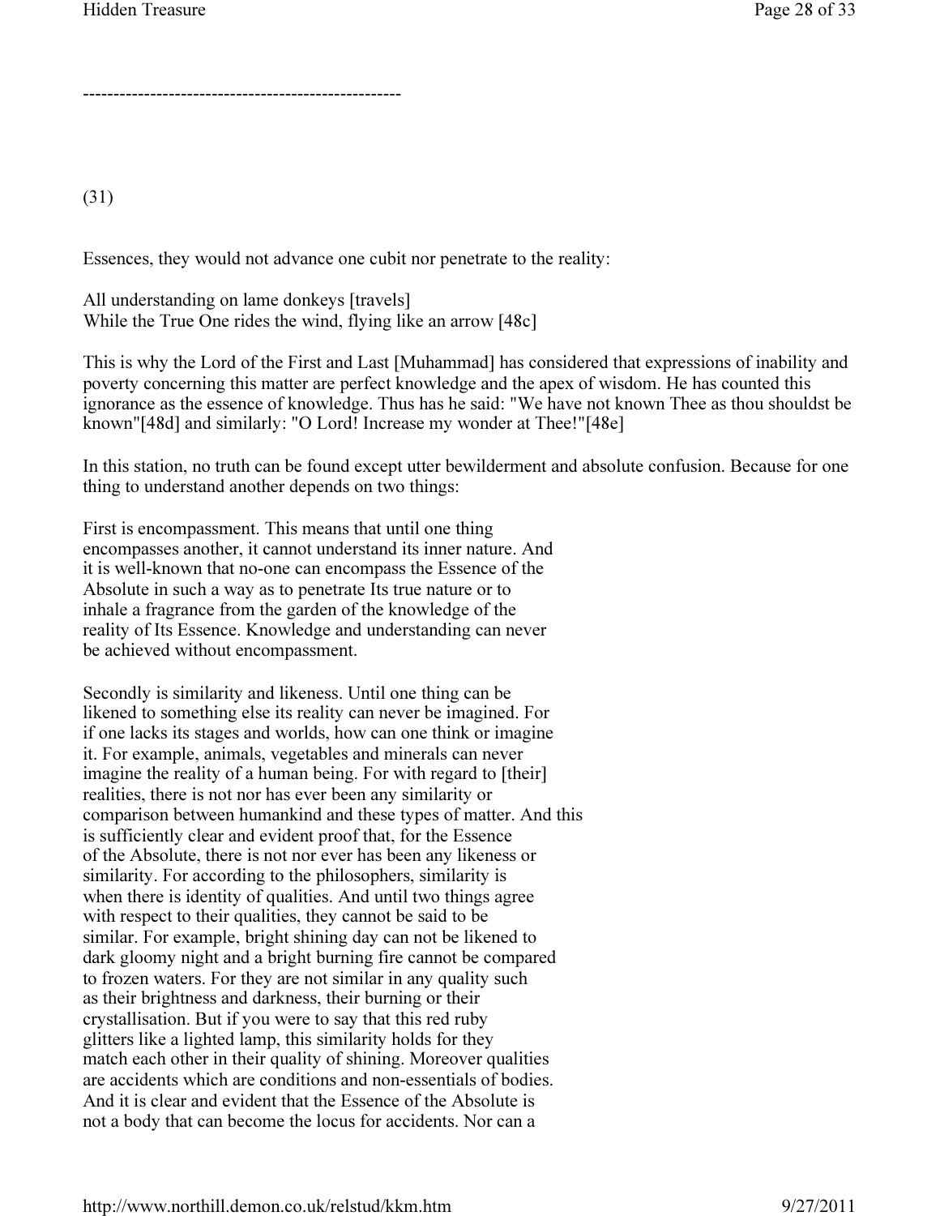---------------------------------------------------

(31)

Essences, they would not advance one cubit nor penetrate to the reality:

All understanding on lame donkeys [travels]
While the True One rides the wind, flying like an arrow [48c]

This is why the Lord of the First and Last [Muhammad] has considered that expressions of inability and poverty concerning this matter are perfect knowledge and the apex of wisdom. He has counted this ignorance as the essence of knowledge. Thus has he said: "We have not known Thee as thou shouldst be known"[48d] and similarly: "O Lord! Increase my wonder at Thee!"[48e]

In this station, no truth can be found except utter bewilderment and absolute confusion. Because for one thing to understand another depends on two things:

First is encompassment. This means that until one thing encompasses another, it cannot understand its inner nature. And it is well-known that no-one can encompass the Essence of the Absolute in such a way as to penetrate Its true nature or to inhale a fragrance from the garden of the knowledge of the reality of Its Essence. Knowledge and understanding can never be achieved without encompassment.

Secondly is similarity and likeness. Until one thing can be likened to something else its reality can never be imagined. For if one lacks its stages and worlds, how can one think or imagine it. For example, animals, vegetables and minerals can never imagine the reality of a human being. For with regard to [their] realities, there is not nor has ever been any similarity or comparison between humankind and these types of matter. And this is sufficiently clear and evident proof that, for the Essence of the Absolute, there is not nor ever has been any likeness or similarity. For according to the philosophers, similarity is when there is identity of qualities. And until two things agree with respect to their qualities, they cannot be said to be similar. For example, bright shining day can not be likened to dark gloomy night and a bright burning fire cannot be compared to frozen waters. For they are not similar in any quality such as their brightness and darkness, their burning or their crystallisation. But if you were to say that this red ruby glitters like a lighted lamp, this similarity holds for they match each other in their quality of shining. Moreover qualities are accidents which are conditions and non-essentials of bodies. And it is clear and evident that the Essence of the Absolute is not a body that can become the locus for accidents. Nor can a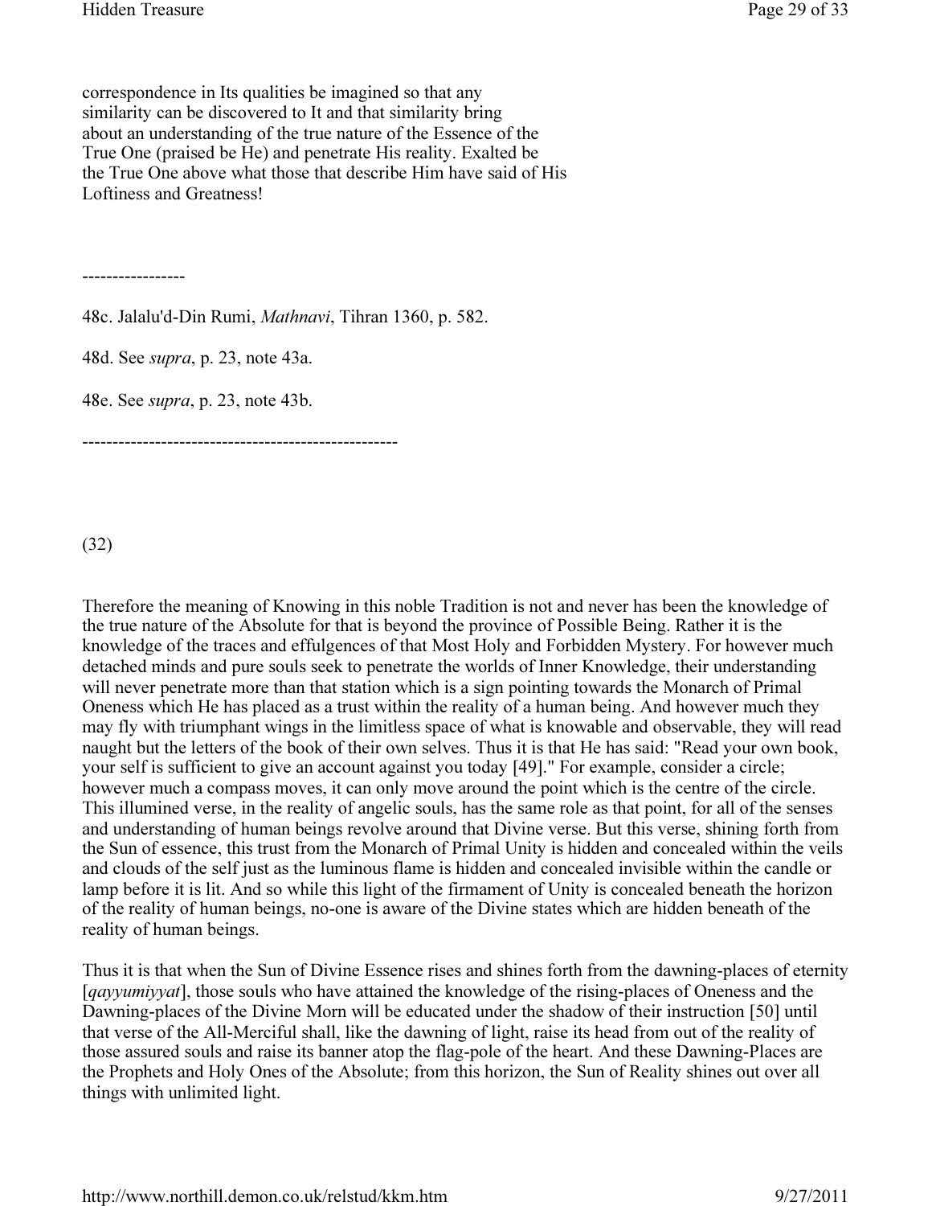correspondence in Its qualities be imagined so that any similarity can be discovered to It and that similarity bring about an understanding of the true nature of the Essence of the True One (praised be He) and penetrate His reality. Exalted be the True One above what those that describe Him have said of His Loftiness and Greatness!

-----------------

48c. Jalalu'd-Din Rumi, *Mathnavi*, Tihran 1360, p. 582.

48d. See *supra*, p. 23, note 43a.

48e. See *supra*, p. 23, note 43b.

----------------------------------------------------

(32)

Therefore the meaning of Knowing in this noble Tradition is not and never has been the knowledge of the true nature of the Absolute for that is beyond the province of Possible Being. Rather it is the knowledge of the traces and effulgences of that Most Holy and Forbidden Mystery. For however much detached minds and pure souls seek to penetrate the worlds of Inner Knowledge, their understanding will never penetrate more than that station which is a sign pointing towards the Monarch of Primal Oneness which He has placed as a trust within the reality of a human being. And however much they may fly with triumphant wings in the limitless space of what is knowable and observable, they will read naught but the letters of the book of their own selves. Thus it is that He has said: "Read your own book, your self is sufficient to give an account against you today [49]." For example, consider a circle; however much a compass moves, it can only move around the point which is the centre of the circle. This illumined verse, in the reality of angelic souls, has the same role as that point, for all of the senses and understanding of human beings revolve around that Divine verse. But this verse, shining forth from the Sun of essence, this trust from the Monarch of Primal Unity is hidden and concealed within the veils and clouds of the self just as the luminous flame is hidden and concealed invisible within the candle or lamp before it is lit. And so while this light of the firmament of Unity is concealed beneath the horizon of the reality of human beings, no-one is aware of the Divine states which are hidden beneath of the reality of human beings.

Thus it is that when the Sun of Divine Essence rises and shines forth from the dawning-places of eternity [*qayyumiyyat*], those souls who have attained the knowledge of the rising-places of Oneness and the Dawning-places of the Divine Morn will be educated under the shadow of their instruction [50] until that verse of the All-Merciful shall, like the dawning of light, raise its head from out of the reality of those assured souls and raise its banner atop the flag-pole of the heart. And these Dawning-Places are the Prophets and Holy Ones of the Absolute; from this horizon, the Sun of Reality shines out over all things with unlimited light.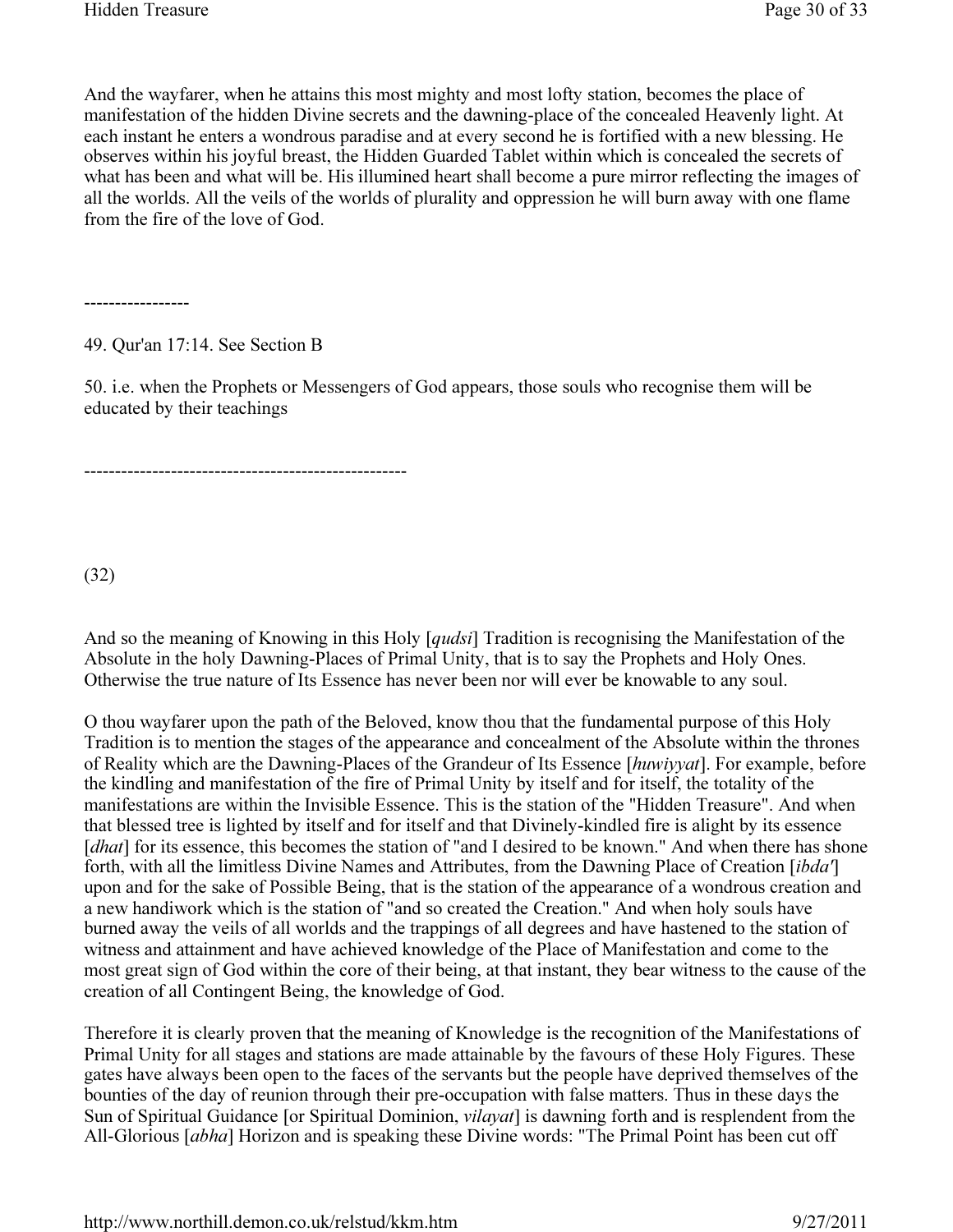And the wayfarer, when he attains this most mighty and most lofty station, becomes the place of manifestation of the hidden Divine secrets and the dawning-place of the concealed Heavenly light. At each instant he enters a wondrous paradise and at every second he is fortified with a new blessing. He observes within his joyful breast, the Hidden Guarded Tablet within which is concealed the secrets of what has been and what will be. His illumined heart shall become a pure mirror reflecting the images of all the worlds. All the veils of the worlds of plurality and oppression he will burn away with one flame from the fire of the love of God.

-----------------

49. Qur'an 17:14. See Section B

50. i.e. when the Prophets or Messengers of God appears, those souls who recognise them will be educated by their teachings

----------------------------------------------------

(32)

And so the meaning of Knowing in this Holy [*qudsi*] Tradition is recognising the Manifestation of the Absolute in the holy Dawning-Places of Primal Unity, that is to say the Prophets and Holy Ones. Otherwise the true nature of Its Essence has never been nor will ever be knowable to any soul.

O thou wayfarer upon the path of the Beloved, know thou that the fundamental purpose of this Holy Tradition is to mention the stages of the appearance and concealment of the Absolute within the thrones of Reality which are the Dawning-Places of the Grandeur of Its Essence [*huwiyyat*]. For example, before the kindling and manifestation of the fire of Primal Unity by itself and for itself, the totality of the manifestations are within the Invisible Essence. This is the station of the "Hidden Treasure". And when that blessed tree is lighted by itself and for itself and that Divinely-kindled fire is alight by its essence [*dhat*] for its essence, this becomes the station of "and I desired to be known." And when there has shone forth, with all the limitless Divine Names and Attributes, from the Dawning Place of Creation [*ibda'*] upon and for the sake of Possible Being, that is the station of the appearance of a wondrous creation and a new handiwork which is the station of "and so created the Creation." And when holy souls have burned away the veils of all worlds and the trappings of all degrees and have hastened to the station of witness and attainment and have achieved knowledge of the Place of Manifestation and come to the most great sign of God within the core of their being, at that instant, they bear witness to the cause of the creation of all Contingent Being, the knowledge of God.

Therefore it is clearly proven that the meaning of Knowledge is the recognition of the Manifestations of Primal Unity for all stages and stations are made attainable by the favours of these Holy Figures. These gates have always been open to the faces of the servants but the people have deprived themselves of the bounties of the day of reunion through their pre-occupation with false matters. Thus in these days the Sun of Spiritual Guidance [or Spiritual Dominion, *vilayat*] is dawning forth and is resplendent from the All-Glorious [*abha*] Horizon and is speaking these Divine words: "The Primal Point has been cut off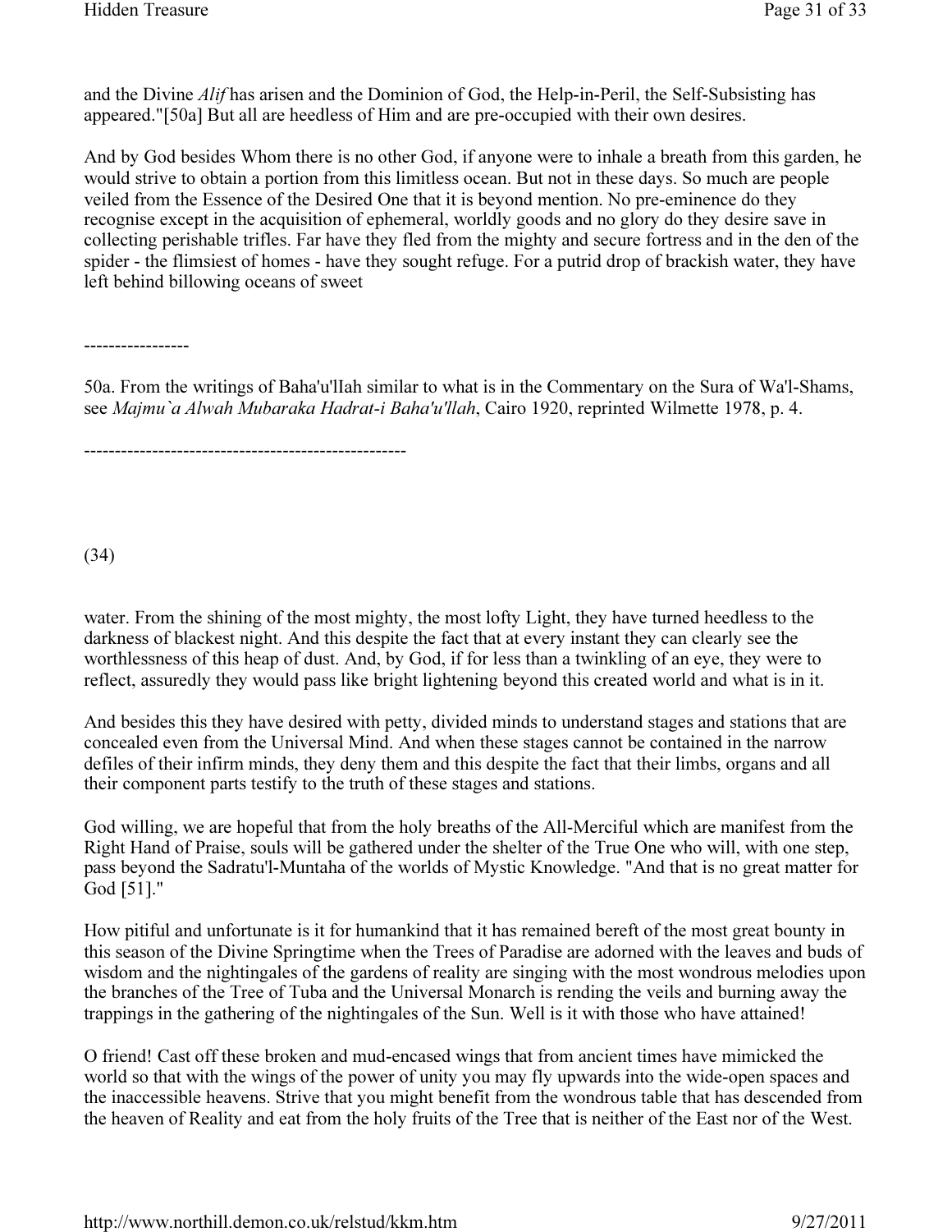and the Divine *Alif* has arisen and the Dominion of God, the Help-in-Peril, the Self-Subsisting has appeared."[50a] But all are heedless of Him and are pre-occupied with their own desires.

And by God besides Whom there is no other God, if anyone were to inhale a breath from this garden, he would strive to obtain a portion from this limitless ocean. But not in these days. So much are people veiled from the Essence of the Desired One that it is beyond mention. No pre-eminence do they recognise except in the acquisition of ephemeral, worldly goods and no glory do they desire save in collecting perishable trifles. Far have they fled from the mighty and secure fortress and in the den of the spider - the flimsiest of homes - have they sought refuge. For a putrid drop of brackish water, they have left behind billowing oceans of sweet

-----------------

50a. From the writings of Baha'u'llah similar to what is in the Commentary on the Sura of Wa'l-Shams, see *Majmu`a Alwah Mubaraka Hadrat-i Baha'u'llah*, Cairo 1920, reprinted Wilmette 1978, p. 4.

----------------------------------------------------

(34)

water. From the shining of the most mighty, the most lofty Light, they have turned heedless to the darkness of blackest night. And this despite the fact that at every instant they can clearly see the worthlessness of this heap of dust. And, by God, if for less than a twinkling of an eye, they were to reflect, assuredly they would pass like bright lightening beyond this created world and what is in it.

And besides this they have desired with petty, divided minds to understand stages and stations that are concealed even from the Universal Mind. And when these stages cannot be contained in the narrow defiles of their infirm minds, they deny them and this despite the fact that their limbs, organs and all their component parts testify to the truth of these stages and stations.

God willing, we are hopeful that from the holy breaths of the All-Merciful which are manifest from the Right Hand of Praise, souls will be gathered under the shelter of the True One who will, with one step, pass beyond the Sadratu'l-Muntaha of the worlds of Mystic Knowledge. "And that is no great matter for God [51]."

How pitiful and unfortunate is it for humankind that it has remained bereft of the most great bounty in this season of the Divine Springtime when the Trees of Paradise are adorned with the leaves and buds of wisdom and the nightingales of the gardens of reality are singing with the most wondrous melodies upon the branches of the Tree of Tuba and the Universal Monarch is rending the veils and burning away the trappings in the gathering of the nightingales of the Sun. Well is it with those who have attained!

O friend! Cast off these broken and mud-encased wings that from ancient times have mimicked the world so that with the wings of the power of unity you may fly upwards into the wide-open spaces and the inaccessible heavens. Strive that you might benefit from the wondrous table that has descended from the heaven of Reality and eat from the holy fruits of the Tree that is neither of the East nor of the West.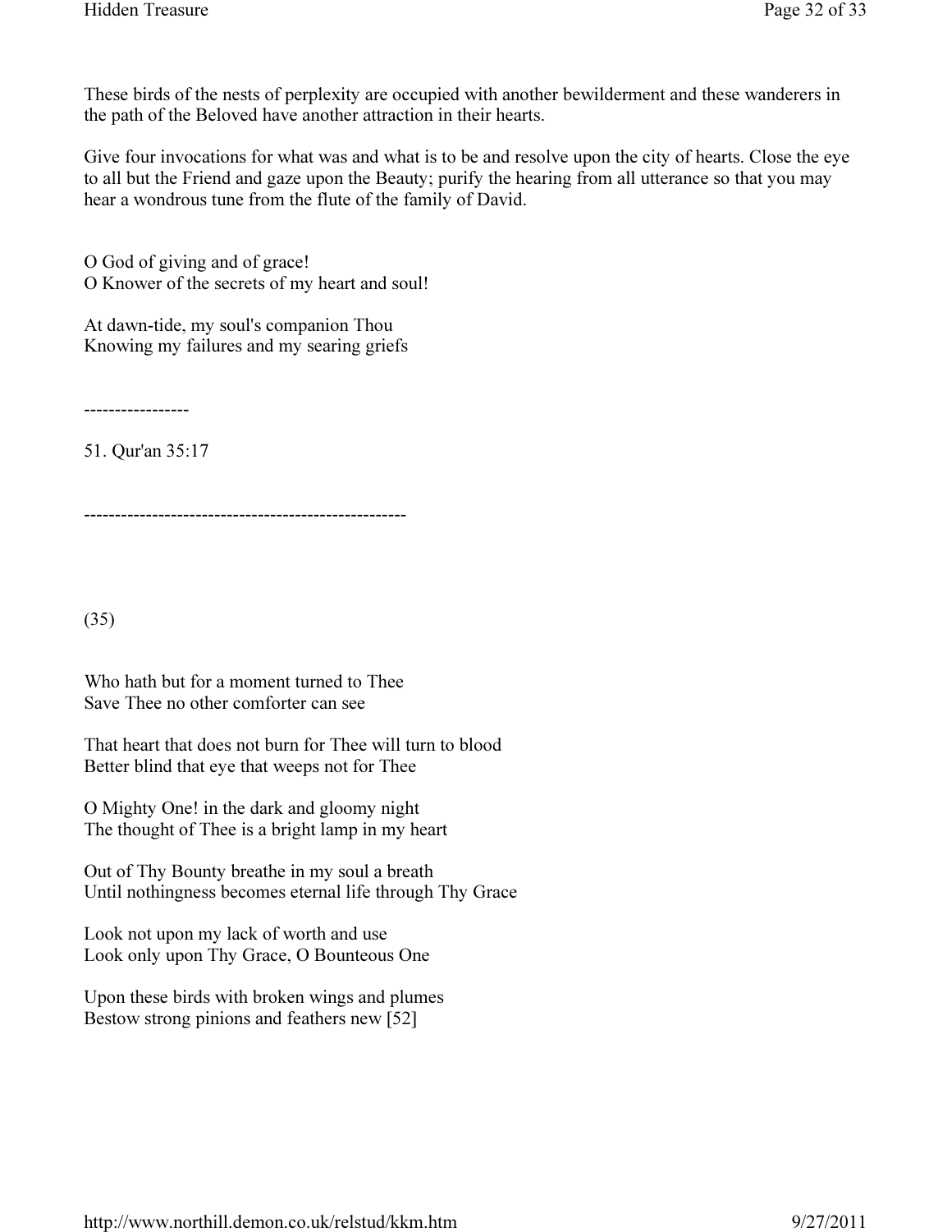These birds of the nests of perplexity are occupied with another bewilderment and these wanderers in the path of the Beloved have another attraction in their hearts.

Give four invocations for what was and what is to be and resolve upon the city of hearts. Close the eye to all but the Friend and gaze upon the Beauty; purify the hearing from all utterance so that you may hear a wondrous tune from the flute of the family of David.

O God of giving and of grace!
O Knower of the secrets of my heart and soul!

At dawn-tide, my soul's companion Thou
Knowing my failures and my searing griefs

-----------------

51. Qur'an 35:17

---------------------------------------------------

(35)

Who hath but for a moment turned to Thee
Save Thee no other comforter can see

That heart that does not burn for Thee will turn to blood
Better blind that eye that weeps not for Thee

O Mighty One! in the dark and gloomy night
The thought of Thee is a bright lamp in my heart

Out of Thy Bounty breathe in my soul a breath
Until nothingness becomes eternal life through Thy Grace

Look not upon my lack of worth and use
Look only upon Thy Grace, O Bounteous One

Upon these birds with broken wings and plumes
Bestow strong pinions and feathers new [52]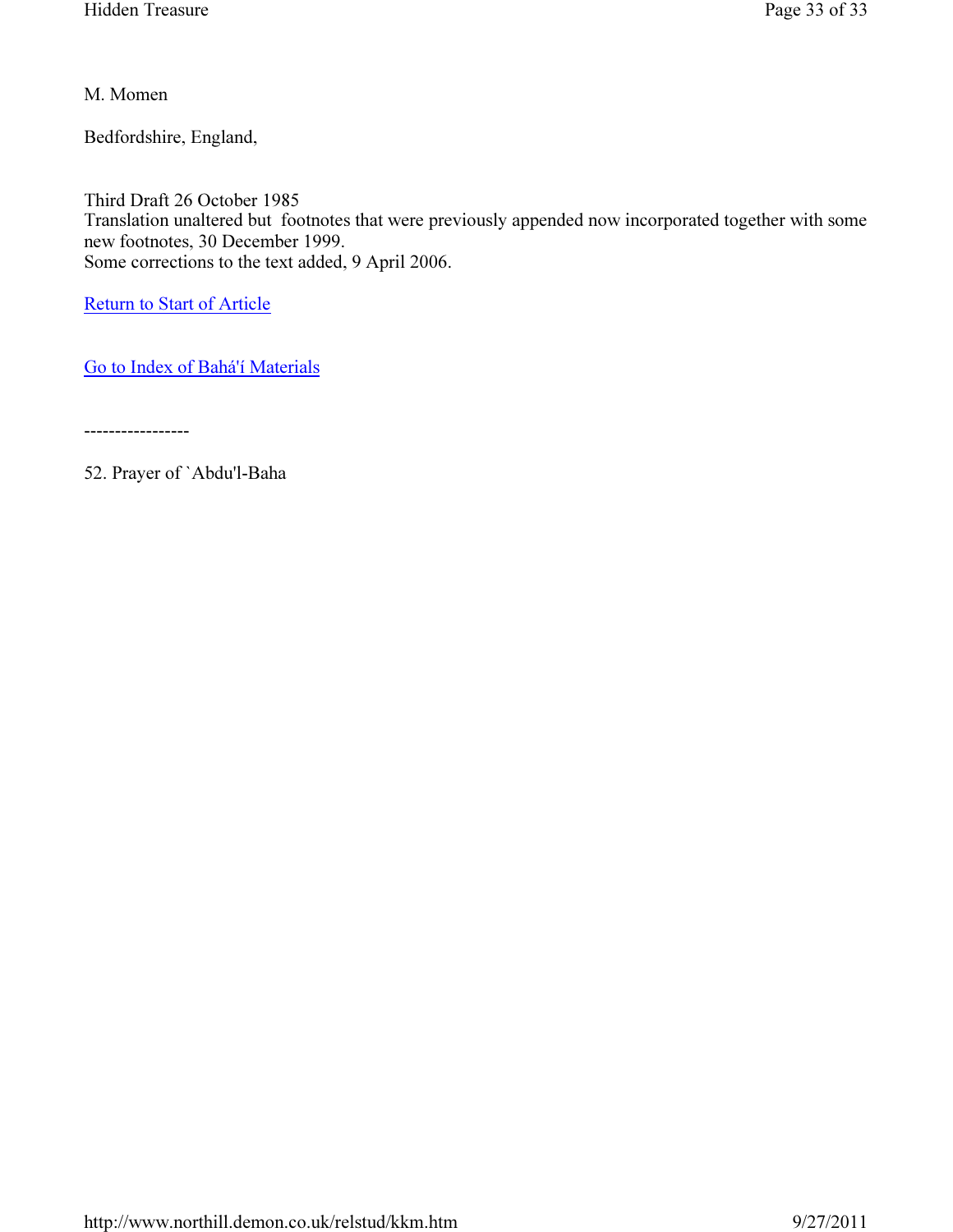M. Momen

Bedfordshire, England,

Third Draft 26 October 1985
Translation unaltered but footnotes that were previously appended now incorporated together with some new footnotes, 30 December 1999.
Some corrections to the text added, 9 April 2006.

Return to Start of Article

Go to Index of Bahá'í Materials

-----------------

52. Prayer of `Abdu'l-Baha